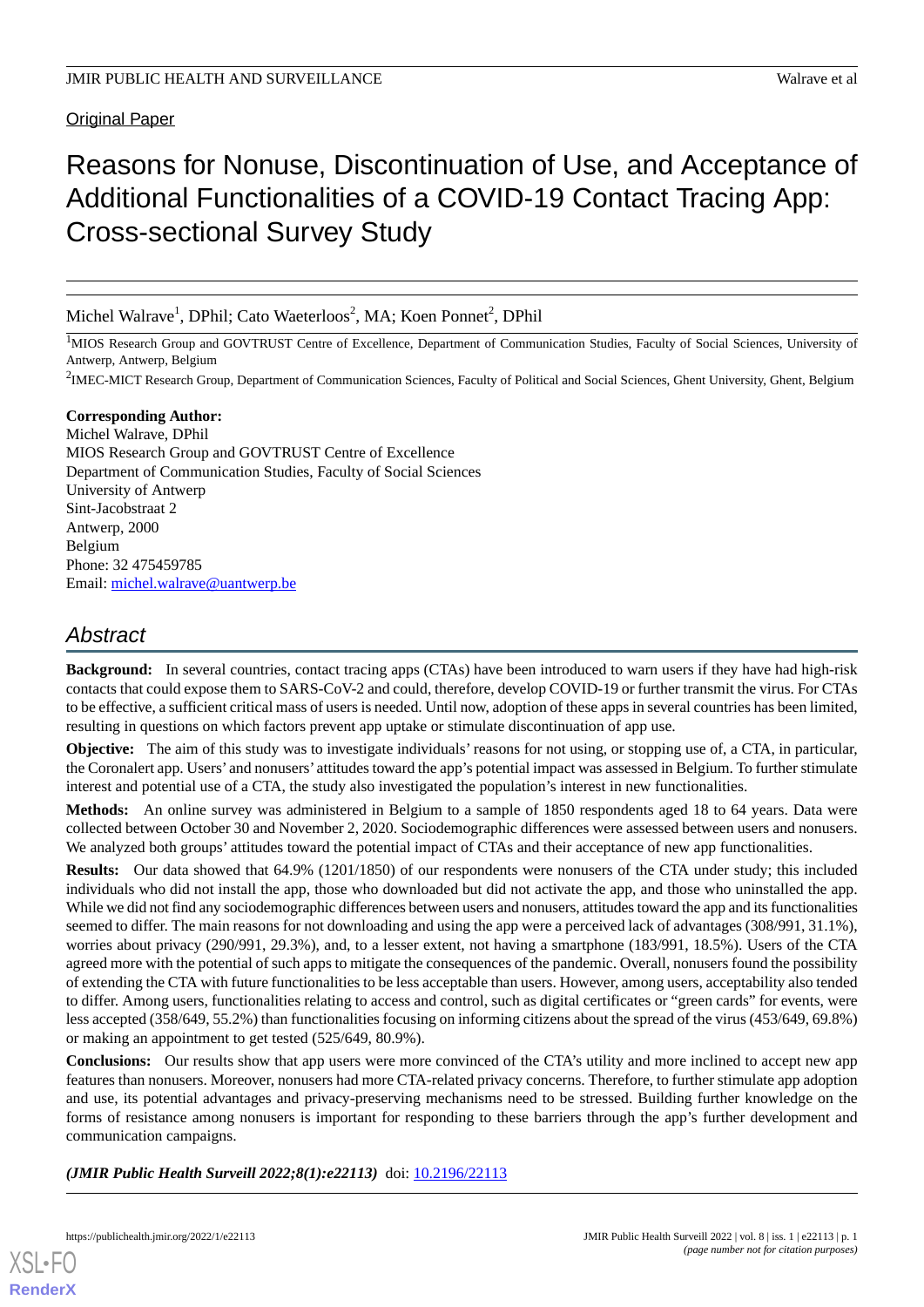Original Paper

# Reasons for Nonuse, Discontinuation of Use, and Acceptance of Additional Functionalities of a COVID-19 Contact Tracing App: Cross-sectional Survey Study

Michel Walrave[1], DPhil; Cato Waeterloos[2], MA; Koen Ponnet[2], DPhil

[1]MIOS Research Group and GOVTRUST Centre of Excellence, Department of Communication Studies, Faculty of Social Sciences, University of Antwerp, Antwerp, Belgium

[2]IMEC-MICT Research Group, Department of Communication Sciences, Faculty of Political and Social Sciences, Ghent University, Ghent, Belgium

**Corresponding Author:**
Michel Walrave, DPhil
MIOS Research Group and GOVTRUST Centre of Excellence
Department of Communication Studies, Faculty of Social Sciences
University of Antwerp
Sint-Jacobstraat 2
Antwerp, 2000
Belgium
Phone: 32 475459785
Email: michel.walrave@uantwerp.be

## Abstract

**Background:** In several countries, contact tracing apps (CTAs) have been introduced to warn users if they have had high-risk contacts that could expose them to SARS-CoV-2 and could, therefore, develop COVID-19 or further transmit the virus. For CTAs to be effective, a sufficient critical mass of users is needed. Until now, adoption of these apps in several countries has been limited, resulting in questions on which factors prevent app uptake or stimulate discontinuation of app use.

**Objective:** The aim of this study was to investigate individuals' reasons for not using, or stopping use of, a CTA, in particular, the Coronalert app. Users' and nonusers' attitudes toward the app's potential impact was assessed in Belgium. To further stimulate interest and potential use of a CTA, the study also investigated the population's interest in new functionalities.

**Methods:** An online survey was administered in Belgium to a sample of 1850 respondents aged 18 to 64 years. Data were collected between October 30 and November 2, 2020. Sociodemographic differences were assessed between users and nonusers. We analyzed both groups' attitudes toward the potential impact of CTAs and their acceptance of new app functionalities.

**Results:** Our data showed that 64.9% (1201/1850) of our respondents were nonusers of the CTA under study; this included individuals who did not install the app, those who downloaded but did not activate the app, and those who uninstalled the app. While we did not find any sociodemographic differences between users and nonusers, attitudes toward the app and its functionalities seemed to differ. The main reasons for not downloading and using the app were a perceived lack of advantages (308/991, 31.1%), worries about privacy (290/991, 29.3%), and, to a lesser extent, not having a smartphone (183/991, 18.5%). Users of the CTA agreed more with the potential of such apps to mitigate the consequences of the pandemic. Overall, nonusers found the possibility of extending the CTA with future functionalities to be less acceptable than users. However, among users, acceptability also tended to differ. Among users, functionalities relating to access and control, such as digital certificates or "green cards" for events, were less accepted (358/649, 55.2%) than functionalities focusing on informing citizens about the spread of the virus (453/649, 69.8%) or making an appointment to get tested (525/649, 80.9%).

**Conclusions:** Our results show that app users were more convinced of the CTA's utility and more inclined to accept new app features than nonusers. Moreover, nonusers had more CTA-related privacy concerns. Therefore, to further stimulate app adoption and use, its potential advantages and privacy-preserving mechanisms need to be stressed. Building further knowledge on the forms of resistance among nonusers is important for responding to these barriers through the app's further development and communication campaigns.

***(JMIR Public Health Surveill 2022;8(1):e22113)*** doi: 10.2196/22113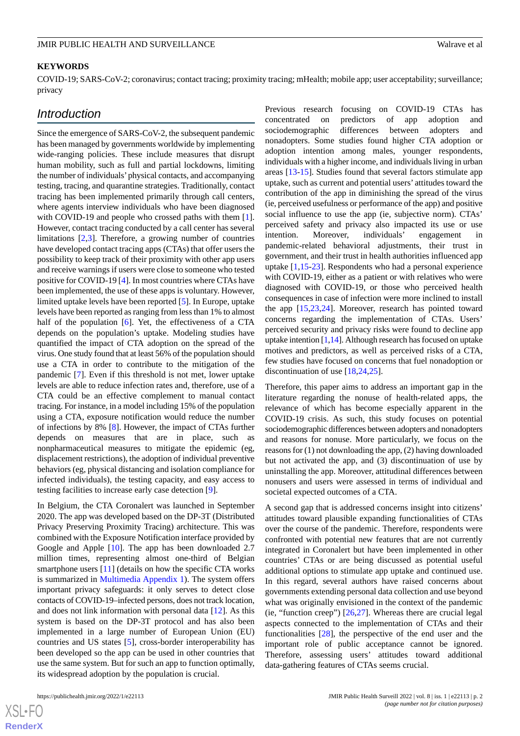**KEYWORDS**

COVID-19; SARS-CoV-2; coronavirus; contact tracing; proximity tracing; mHealth; mobile app; user acceptability; surveillance; privacy

## Introduction

Since the emergence of SARS-CoV-2, the subsequent pandemic has been managed by governments worldwide by implementing wide-ranging policies. These include measures that disrupt human mobility, such as full and partial lockdowns, limiting the number of individuals' physical contacts, and accompanying testing, tracing, and quarantine strategies. Traditionally, contact tracing has been implemented primarily through call centers, where agents interview individuals who have been diagnosed with COVID-19 and people who crossed paths with them [1]. However, contact tracing conducted by a call center has several limitations [2,3]. Therefore, a growing number of countries have developed contact tracing apps (CTAs) that offer users the possibility to keep track of their proximity with other app users and receive warnings if users were close to someone who tested positive for COVID-19 [4]. In most countries where CTAs have been implemented, the use of these apps is voluntary. However, limited uptake levels have been reported [5]. In Europe, uptake levels have been reported as ranging from less than 1% to almost half of the population [6]. Yet, the effectiveness of a CTA depends on the population's uptake. Modeling studies have quantified the impact of CTA adoption on the spread of the virus. One study found that at least 56% of the population should use a CTA in order to contribute to the mitigation of the pandemic [7]. Even if this threshold is not met, lower uptake levels are able to reduce infection rates and, therefore, use of a CTA could be an effective complement to manual contact tracing. For instance, in a model including 15% of the population using a CTA, exposure notification would reduce the number of infections by 8% [8]. However, the impact of CTAs further depends on measures that are in place, such as nonpharmaceutical measures to mitigate the epidemic (eg, displacement restrictions), the adoption of individual preventive behaviors (eg, physical distancing and isolation compliance for infected individuals), the testing capacity, and easy access to testing facilities to increase early case detection [9].

In Belgium, the CTA Coronalert was launched in September 2020. The app was developed based on the DP-3T (Distributed Privacy Preserving Proximity Tracing) architecture. This was combined with the Exposure Notification interface provided by Google and Apple [10]. The app has been downloaded 2.7 million times, representing almost one-third of Belgian smartphone users [11] (details on how the specific CTA works is summarized in Multimedia Appendix 1). The system offers important privacy safeguards: it only serves to detect close contacts of COVID-19–infected persons, does not track location, and does not link information with personal data [12]. As this system is based on the DP-3T protocol and has also been implemented in a large number of European Union (EU) countries and US states [5], cross-border interoperability has been developed so the app can be used in other countries that use the same system. But for such an app to function optimally, its widespread adoption by the population is crucial.

Previous research focusing on COVID-19 CTAs has concentrated on predictors of app adoption and sociodemographic differences between adopters and nonadopters. Some studies found higher CTA adoption or adoption intention among males, younger respondents, individuals with a higher income, and individuals living in urban areas [13-15]. Studies found that several factors stimulate app uptake, such as current and potential users' attitudes toward the contribution of the app in diminishing the spread of the virus (ie, perceived usefulness or performance of the app) and positive social influence to use the app (ie, subjective norm). CTAs' perceived safety and privacy also impacted its use or use intention. Moreover, individuals' engagement in pandemic-related behavioral adjustments, their trust in government, and their trust in health authorities influenced app uptake [1,15-23]. Respondents who had a personal experience with COVID-19, either as a patient or with relatives who were diagnosed with COVID-19, or those who perceived health consequences in case of infection were more inclined to install the app [15,23,24]. Moreover, research has pointed toward concerns regarding the implementation of CTAs. Users' perceived security and privacy risks were found to decline app uptake intention [1,14]. Although research has focused on uptake motives and predictors, as well as perceived risks of a CTA, few studies have focused on concerns that fuel nonadoption or discontinuation of use [18,24,25].

Therefore, this paper aims to address an important gap in the literature regarding the nonuse of health-related apps, the relevance of which has become especially apparent in the COVID-19 crisis. As such, this study focuses on potential sociodemographic differences between adopters and nonadopters and reasons for nonuse. More particularly, we focus on the reasons for (1) not downloading the app, (2) having downloaded but not activated the app, and (3) discontinuation of use by uninstalling the app. Moreover, attitudinal differences between nonusers and users were assessed in terms of individual and societal expected outcomes of a CTA.

A second gap that is addressed concerns insight into citizens' attitudes toward plausible expanding functionalities of CTAs over the course of the pandemic. Therefore, respondents were confronted with potential new features that are not currently integrated in Coronalert but have been implemented in other countries' CTAs or are being discussed as potential useful additional options to stimulate app uptake and continued use. In this regard, several authors have raised concerns about governments extending personal data collection and use beyond what was originally envisioned in the context of the pandemic (ie, "function creep") [26,27]. Whereas there are crucial legal aspects connected to the implementation of CTAs and their functionalities [28], the perspective of the end user and the important role of public acceptance cannot be ignored. Therefore, assessing users' attitudes toward additional data-gathering features of CTAs seems crucial.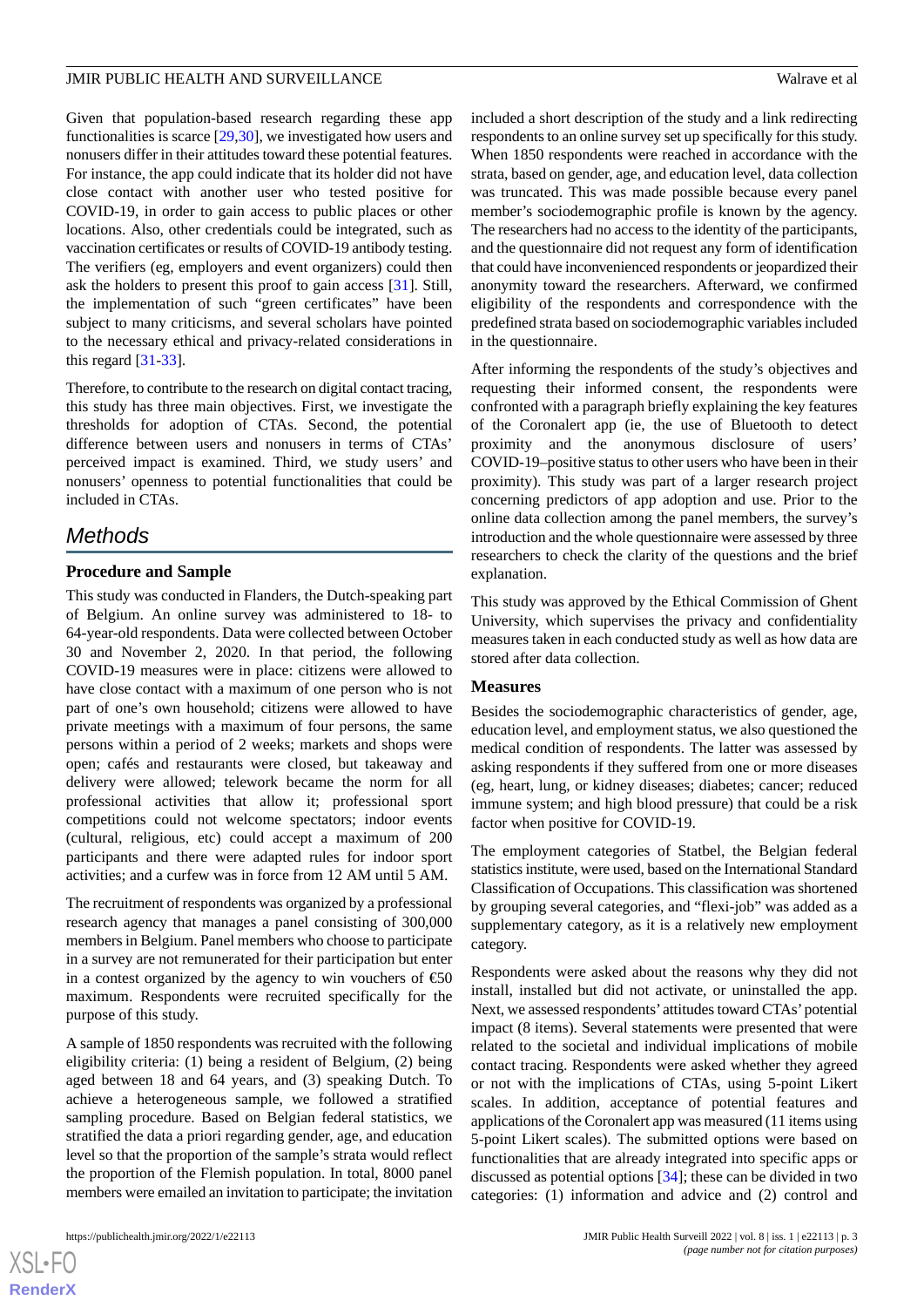Given that population-based research regarding these app functionalities is scarce [29,30], we investigated how users and nonusers differ in their attitudes toward these potential features. For instance, the app could indicate that its holder did not have close contact with another user who tested positive for COVID-19, in order to gain access to public places or other locations. Also, other credentials could be integrated, such as vaccination certificates or results of COVID-19 antibody testing. The verifiers (eg, employers and event organizers) could then ask the holders to present this proof to gain access [31]. Still, the implementation of such "green certificates" have been subject to many criticisms, and several scholars have pointed to the necessary ethical and privacy-related considerations in this regard [31-33].

Therefore, to contribute to the research on digital contact tracing, this study has three main objectives. First, we investigate the thresholds for adoption of CTAs. Second, the potential difference between users and nonusers in terms of CTAs' perceived impact is examined. Third, we study users' and nonusers' openness to potential functionalities that could be included in CTAs.

## Methods

### Procedure and Sample

This study was conducted in Flanders, the Dutch-speaking part of Belgium. An online survey was administered to 18- to 64-year-old respondents. Data were collected between October 30 and November 2, 2020. In that period, the following COVID-19 measures were in place: citizens were allowed to have close contact with a maximum of one person who is not part of one's own household; citizens were allowed to have private meetings with a maximum of four persons, the same persons within a period of 2 weeks; markets and shops were open; cafés and restaurants were closed, but takeaway and delivery were allowed; telework became the norm for all professional activities that allow it; professional sport competitions could not welcome spectators; indoor events (cultural, religious, etc) could accept a maximum of 200 participants and there were adapted rules for indoor sport activities; and a curfew was in force from 12 AM until 5 AM.

The recruitment of respondents was organized by a professional research agency that manages a panel consisting of 300,000 members in Belgium. Panel members who choose to participate in a survey are not remunerated for their participation but enter in a contest organized by the agency to win vouchers of €50 maximum. Respondents were recruited specifically for the purpose of this study.

A sample of 1850 respondents was recruited with the following eligibility criteria: (1) being a resident of Belgium, (2) being aged between 18 and 64 years, and (3) speaking Dutch. To achieve a heterogeneous sample, we followed a stratified sampling procedure. Based on Belgian federal statistics, we stratified the data a priori regarding gender, age, and education level so that the proportion of the sample's strata would reflect the proportion of the Flemish population. In total, 8000 panel members were emailed an invitation to participate; the invitation included a short description of the study and a link redirecting respondents to an online survey set up specifically for this study. When 1850 respondents were reached in accordance with the strata, based on gender, age, and education level, data collection was truncated. This was made possible because every panel member's sociodemographic profile is known by the agency. The researchers had no access to the identity of the participants, and the questionnaire did not request any form of identification that could have inconvenienced respondents or jeopardized their anonymity toward the researchers. Afterward, we confirmed eligibility of the respondents and correspondence with the predefined strata based on sociodemographic variables included in the questionnaire.

After informing the respondents of the study's objectives and requesting their informed consent, the respondents were confronted with a paragraph briefly explaining the key features of the Coronalert app (ie, the use of Bluetooth to detect proximity and the anonymous disclosure of users' COVID-19–positive status to other users who have been in their proximity). This study was part of a larger research project concerning predictors of app adoption and use. Prior to the online data collection among the panel members, the survey's introduction and the whole questionnaire were assessed by three researchers to check the clarity of the questions and the brief explanation.

This study was approved by the Ethical Commission of Ghent University, which supervises the privacy and confidentiality measures taken in each conducted study as well as how data are stored after data collection.

### Measures

Besides the sociodemographic characteristics of gender, age, education level, and employment status, we also questioned the medical condition of respondents. The latter was assessed by asking respondents if they suffered from one or more diseases (eg, heart, lung, or kidney diseases; diabetes; cancer; reduced immune system; and high blood pressure) that could be a risk factor when positive for COVID-19.

The employment categories of Statbel, the Belgian federal statistics institute, were used, based on the International Standard Classification of Occupations. This classification was shortened by grouping several categories, and "flexi-job" was added as a supplementary category, as it is a relatively new employment category.

Respondents were asked about the reasons why they did not install, installed but did not activate, or uninstalled the app. Next, we assessed respondents' attitudes toward CTAs' potential impact (8 items). Several statements were presented that were related to the societal and individual implications of mobile contact tracing. Respondents were asked whether they agreed or not with the implications of CTAs, using 5-point Likert scales. In addition, acceptance of potential features and applications of the Coronalert app was measured (11 items using 5-point Likert scales). The submitted options were based on functionalities that are already integrated into specific apps or discussed as potential options [34]; these can be divided in two categories: (1) information and advice and (2) control and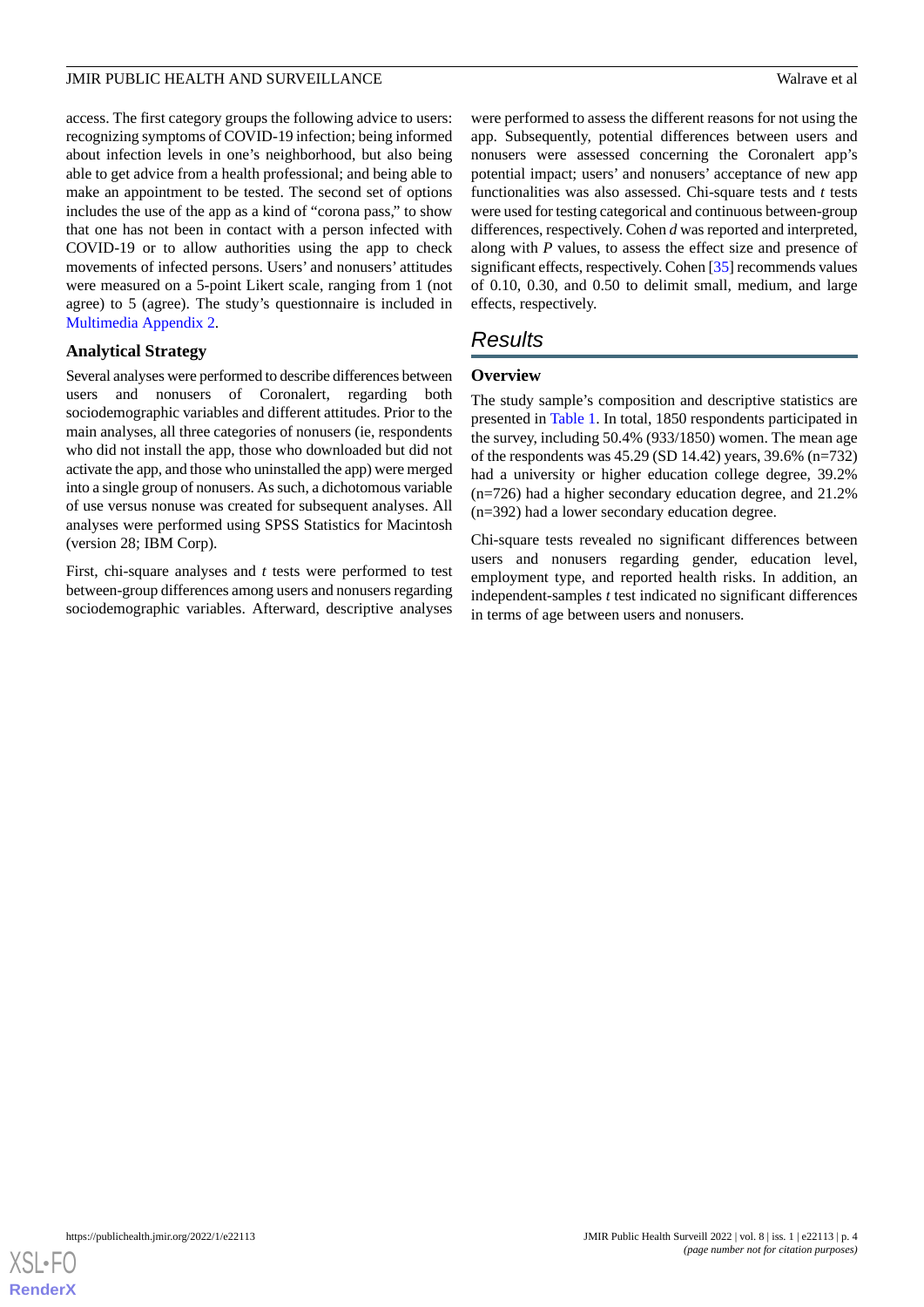access. The first category groups the following advice to users: recognizing symptoms of COVID-19 infection; being informed about infection levels in one's neighborhood, but also being able to get advice from a health professional; and being able to make an appointment to be tested. The second set of options includes the use of the app as a kind of "corona pass," to show that one has not been in contact with a person infected with COVID-19 or to allow authorities using the app to check movements of infected persons. Users' and nonusers' attitudes were measured on a 5-point Likert scale, ranging from 1 (not agree) to 5 (agree). The study's questionnaire is included in Multimedia Appendix 2.

### Analytical Strategy

Several analyses were performed to describe differences between users and nonusers of Coronalert, regarding both sociodemographic variables and different attitudes. Prior to the main analyses, all three categories of nonusers (ie, respondents who did not install the app, those who downloaded but did not activate the app, and those who uninstalled the app) were merged into a single group of nonusers. As such, a dichotomous variable of use versus nonuse was created for subsequent analyses. All analyses were performed using SPSS Statistics for Macintosh (version 28; IBM Corp).

First, chi-square analyses and *t* tests were performed to test between-group differences among users and nonusers regarding sociodemographic variables. Afterward, descriptive analyses were performed to assess the different reasons for not using the app. Subsequently, potential differences between users and nonusers were assessed concerning the Coronalert app's potential impact; users' and nonusers' acceptance of new app functionalities was also assessed. Chi-square tests and *t* tests were used for testing categorical and continuous between-group differences, respectively. Cohen *d* was reported and interpreted, along with *P* values, to assess the effect size and presence of significant effects, respectively. Cohen [35] recommends values of 0.10, 0.30, and 0.50 to delimit small, medium, and large effects, respectively.

## Results

### Overview

The study sample's composition and descriptive statistics are presented in Table 1. In total, 1850 respondents participated in the survey, including 50.4% (933/1850) women. The mean age of the respondents was 45.29 (SD 14.42) years, 39.6% (n=732) had a university or higher education college degree, 39.2% (n=726) had a higher secondary education degree, and 21.2% (n=392) had a lower secondary education degree.

Chi-square tests revealed no significant differences between users and nonusers regarding gender, education level, employment type, and reported health risks. In addition, an independent-samples *t* test indicated no significant differences in terms of age between users and nonusers.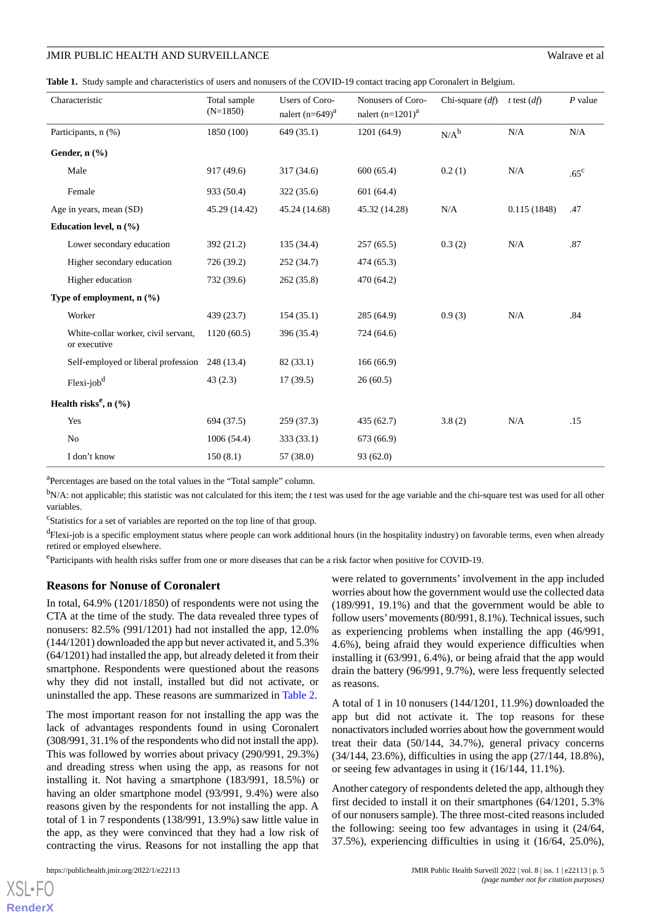**Table 1.** Study sample and characteristics of users and nonusers of the COVID-19 contact tracing app Coronalert in Belgium.

| Characteristic | Total sample (N=1850) | Users of Coronalert (n=649)[a] | Nonusers of Coronalert (n=1201)[a] | Chi-square (*df*) | *t* test (*df*) | *P* value |
|---|---|---|---|---|---|---|
| Participants, n (%) | 1850 (100) | 649 (35.1) | 1201 (64.9) | N/A[b] | N/A | N/A |
| **Gender, n (%)** | | | | | | |
| Male | 917 (49.6) | 317 (34.6) | 600 (65.4) | 0.2 (1) | N/A | .65[c] |
| Female | 933 (50.4) | 322 (35.6) | 601 (64.4) | | | |
| Age in years, mean (SD) | 45.29 (14.42) | 45.24 (14.68) | 45.32 (14.28) | N/A | 0.115 (1848) | .47 |
| **Education level, n (%)** | | | | | | |
| Lower secondary education | 392 (21.2) | 135 (34.4) | 257 (65.5) | 0.3 (2) | N/A | .87 |
| Higher secondary education | 726 (39.2) | 252 (34.7) | 474 (65.3) | | | |
| Higher education | 732 (39.6) | 262 (35.8) | 470 (64.2) | | | |
| **Type of employment, n (%)** | | | | | | |
| Worker | 439 (23.7) | 154 (35.1) | 285 (64.9) | 0.9 (3) | N/A | .84 |
| White-collar worker, civil servant, or executive | 1120 (60.5) | 396 (35.4) | 724 (64.6) | | | |
| Self-employed or liberal profession | 248 (13.4) | 82 (33.1) | 166 (66.9) | | | |
| Flexi-job[d] | 43 (2.3) | 17 (39.5) | 26 (60.5) | | | |
| **Health risks[e], n (%)** | | | | | | |
| Yes | 694 (37.5) | 259 (37.3) | 435 (62.7) | 3.8 (2) | N/A | .15 |
| No | 1006 (54.4) | 333 (33.1) | 673 (66.9) | | | |
| I don't know | 150 (8.1) | 57 (38.0) | 93 (62.0) | | | |

[a]Percentages are based on the total values in the "Total sample" column.

[b]N/A: not applicable; this statistic was not calculated for this item; the *t* test was used for the age variable and the chi-square test was used for all other variables.

[c]Statistics for a set of variables are reported on the top line of that group.

[d]Flexi-job is a specific employment status where people can work additional hours (in the hospitality industry) on favorable terms, even when already retired or employed elsewhere.

[e]Participants with health risks suffer from one or more diseases that can be a risk factor when positive for COVID-19.

### Reasons for Nonuse of Coronalert

In total, 64.9% (1201/1850) of respondents were not using the CTA at the time of the study. The data revealed three types of nonusers: 82.5% (991/1201) had not installed the app, 12.0% (144/1201) downloaded the app but never activated it, and 5.3% (64/1201) had installed the app, but already deleted it from their smartphone. Respondents were questioned about the reasons why they did not install, installed but did not activate, or uninstalled the app. These reasons are summarized in Table 2.

The most important reason for not installing the app was the lack of advantages respondents found in using Coronalert (308/991, 31.1% of the respondents who did not install the app). This was followed by worries about privacy (290/991, 29.3%) and dreading stress when using the app, as reasons for not installing it. Not having a smartphone (183/991, 18.5%) or having an older smartphone model (93/991, 9.4%) were also reasons given by the respondents for not installing the app. A total of 1 in 7 respondents (138/991, 13.9%) saw little value in the app, as they were convinced that they had a low risk of contracting the virus. Reasons for not installing the app that were related to governments' involvement in the app included worries about how the government would use the collected data (189/991, 19.1%) and that the government would be able to follow users' movements (80/991, 8.1%). Technical issues, such as experiencing problems when installing the app (46/991, 4.6%), being afraid they would experience difficulties when installing it (63/991, 6.4%), or being afraid that the app would drain the battery (96/991, 9.7%), were less frequently selected as reasons.

A total of 1 in 10 nonusers (144/1201, 11.9%) downloaded the app but did not activate it. The top reasons for these nonactivators included worries about how the government would treat their data (50/144, 34.7%), general privacy concerns (34/144, 23.6%), difficulties in using the app (27/144, 18.8%), or seeing few advantages in using it (16/144, 11.1%).

Another category of respondents deleted the app, although they first decided to install it on their smartphones (64/1201, 5.3% of our nonusers sample). The three most-cited reasons included the following: seeing too few advantages in using it (24/64, 37.5%), experiencing difficulties in using it (16/64, 25.0%),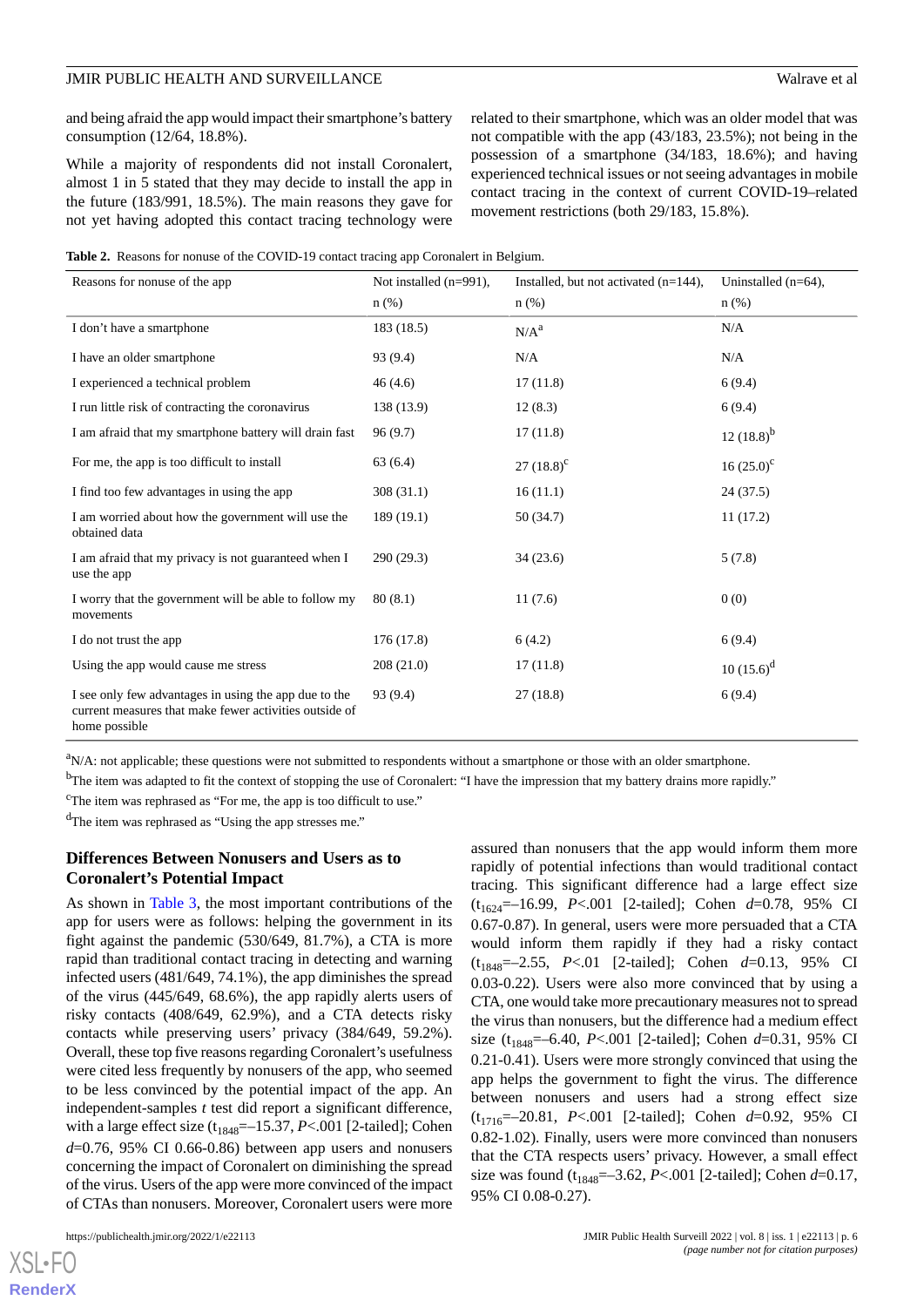and being afraid the app would impact their smartphone's battery consumption (12/64, 18.8%).

While a majority of respondents did not install Coronalert, almost 1 in 5 stated that they may decide to install the app in the future (183/991, 18.5%). The main reasons they gave for not yet having adopted this contact tracing technology were related to their smartphone, which was an older model that was not compatible with the app (43/183, 23.5%); not being in the possession of a smartphone (34/183, 18.6%); and having experienced technical issues or not seeing advantages in mobile contact tracing in the context of current COVID-19–related movement restrictions (both 29/183, 15.8%).

**Table 2.** Reasons for nonuse of the COVID-19 contact tracing app Coronalert in Belgium.

| Reasons for nonuse of the app | Not installed (n=991), n (%) | Installed, but not activated (n=144), n (%) | Uninstalled (n=64), n (%) |
|---|---|---|---|
| I don't have a smartphone | 183 (18.5) | N/A[a] | N/A |
| I have an older smartphone | 93 (9.4) | N/A | N/A |
| I experienced a technical problem | 46 (4.6) | 17 (11.8) | 6 (9.4) |
| I run little risk of contracting the coronavirus | 138 (13.9) | 12 (8.3) | 6 (9.4) |
| I am afraid that my smartphone battery will drain fast | 96 (9.7) | 17 (11.8) | 12 (18.8)[b] |
| For me, the app is too difficult to install | 63 (6.4) | 27 (18.8)[c] | 16 (25.0)[c] |
| I find too few advantages in using the app | 308 (31.1) | 16 (11.1) | 24 (37.5) |
| I am worried about how the government will use the obtained data | 189 (19.1) | 50 (34.7) | 11 (17.2) |
| I am afraid that my privacy is not guaranteed when I use the app | 290 (29.3) | 34 (23.6) | 5 (7.8) |
| I worry that the government will be able to follow my movements | 80 (8.1) | 11 (7.6) | 0 (0) |
| I do not trust the app | 176 (17.8) | 6 (4.2) | 6 (9.4) |
| Using the app would cause me stress | 208 (21.0) | 17 (11.8) | 10 (15.6)[d] |
| I see only few advantages in using the app due to the current measures that make fewer activities outside of home possible | 93 (9.4) | 27 (18.8) | 6 (9.4) |

[a]N/A: not applicable; these questions were not submitted to respondents without a smartphone or those with an older smartphone.

[b]The item was adapted to fit the context of stopping the use of Coronalert: "I have the impression that my battery drains more rapidly."

[c]The item was rephrased as "For me, the app is too difficult to use."

[d]The item was rephrased as "Using the app stresses me."

## Differences Between Nonusers and Users as to Coronalert's Potential Impact

As shown in Table 3, the most important contributions of the app for users were as follows: helping the government in its fight against the pandemic (530/649, 81.7%), a CTA is more rapid than traditional contact tracing in detecting and warning infected users (481/649, 74.1%), the app diminishes the spread of the virus (445/649, 68.6%), the app rapidly alerts users of risky contacts (408/649, 62.9%), and a CTA detects risky contacts while preserving users' privacy (384/649, 59.2%). Overall, these top five reasons regarding Coronalert's usefulness were cited less frequently by nonusers of the app, who seemed to be less convinced by the potential impact of the app. An independent-samples *t* test did report a significant difference, with a large effect size ($t_{1848}$=–15.37, *P*<.001 [2-tailed]; Cohen *d*=0.76, 95% CI 0.66-0.86) between app users and nonusers concerning the impact of Coronalert on diminishing the spread of the virus. Users of the app were more convinced of the impact of CTAs than nonusers. Moreover, Coronalert users were more assured than nonusers that the app would inform them more rapidly of potential infections than would traditional contact tracing. This significant difference had a large effect size ($t_{1624}$=–16.99, *P*<.001 [2-tailed]; Cohen *d*=0.78, 95% CI 0.67-0.87). In general, users were more persuaded that a CTA would inform them rapidly if they had a risky contact ($t_{1848}$=–2.55, *P*<.01 [2-tailed]; Cohen *d*=0.13, 95% CI 0.03-0.22). Users were also more convinced that by using a CTA, one would take more precautionary measures not to spread the virus than nonusers, but the difference had a medium effect size ($t_{1848}$=–6.40, *P*<.001 [2-tailed]; Cohen *d*=0.31, 95% CI 0.21-0.41). Users were more strongly convinced that using the app helps the government to fight the virus. The difference between nonusers and users had a strong effect size ($t_{1716}$=–20.81, *P*<.001 [2-tailed]; Cohen *d*=0.92, 95% CI 0.82-1.02). Finally, users were more convinced than nonusers that the CTA respects users' privacy. However, a small effect size was found ($t_{1848}$=–3.62, *P*<.001 [2-tailed]; Cohen *d*=0.17, 95% CI 0.08-0.27).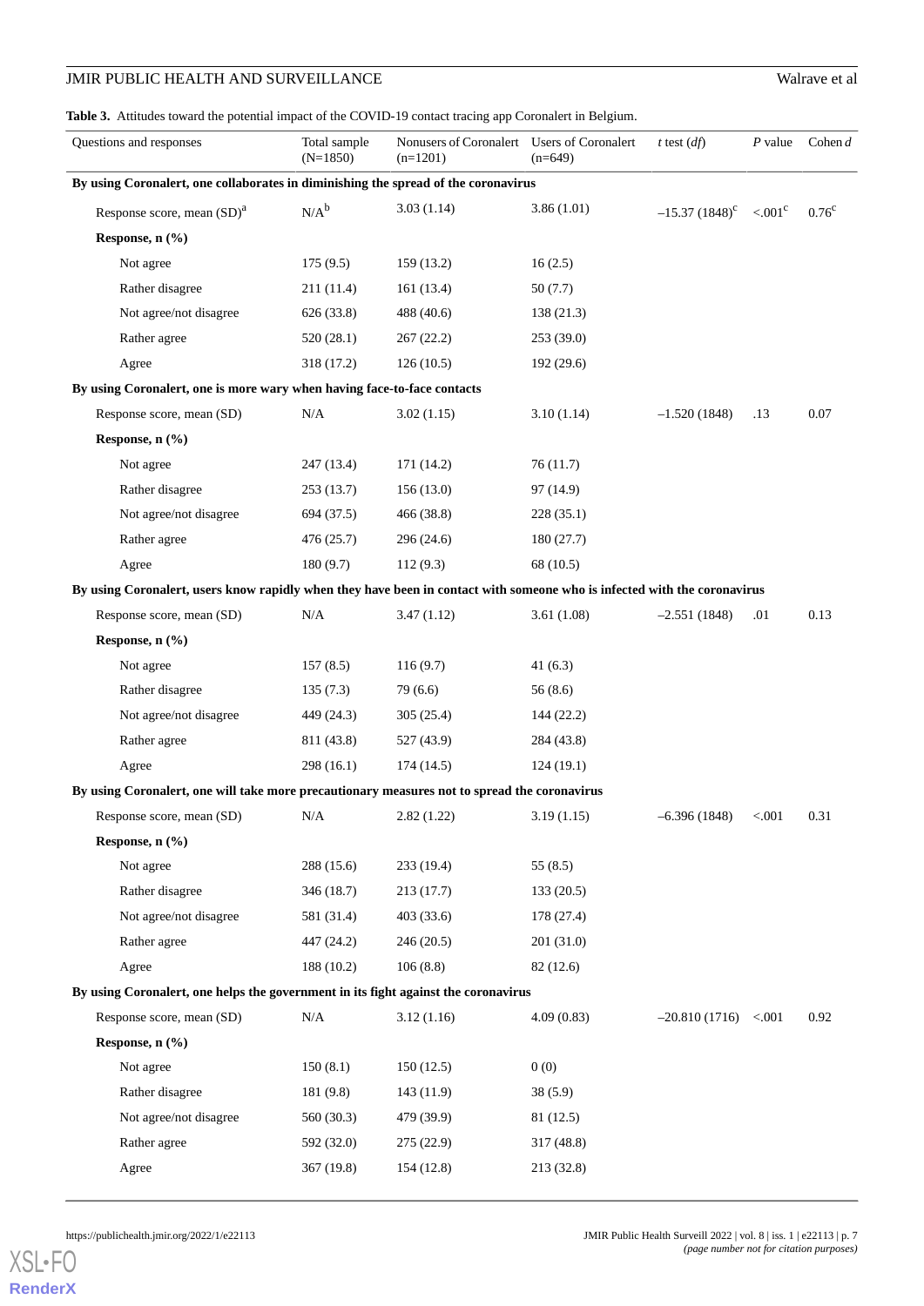**Table 3.** Attitudes toward the potential impact of the COVID-19 contact tracing app Coronalert in Belgium.

| Questions and responses | Total sample (N=1850) | Nonusers of Coronalert (n=1201) | Users of Coronalert (n=649) | *t* test (*df*) | *P* value | Cohen *d* |
|---|---|---|---|---|---|---|
| **By using Coronalert, one collaborates in diminishing the spread of the coronavirus** | | | | | | |
| Response score, mean (SD)[a] | N/A[b] | 3.03 (1.14) | 3.86 (1.01) | –15.37 (1848)[c] | <.001[c] | 0.76[c] |
| **Response, n (%)** | | | | | | |
| Not agree | 175 (9.5) | 159 (13.2) | 16 (2.5) | | | |
| Rather disagree | 211 (11.4) | 161 (13.4) | 50 (7.7) | | | |
| Not agree/not disagree | 626 (33.8) | 488 (40.6) | 138 (21.3) | | | |
| Rather agree | 520 (28.1) | 267 (22.2) | 253 (39.0) | | | |
| Agree | 318 (17.2) | 126 (10.5) | 192 (29.6) | | | |
| **By using Coronalert, one is more wary when having face-to-face contacts** | | | | | | |
| Response score, mean (SD) | N/A | 3.02 (1.15) | 3.10 (1.14) | –1.520 (1848) | .13 | 0.07 |
| **Response, n (%)** | | | | | | |
| Not agree | 247 (13.4) | 171 (14.2) | 76 (11.7) | | | |
| Rather disagree | 253 (13.7) | 156 (13.0) | 97 (14.9) | | | |
| Not agree/not disagree | 694 (37.5) | 466 (38.8) | 228 (35.1) | | | |
| Rather agree | 476 (25.7) | 296 (24.6) | 180 (27.7) | | | |
| Agree | 180 (9.7) | 112 (9.3) | 68 (10.5) | | | |
| **By using Coronalert, users know rapidly when they have been in contact with someone who is infected with the coronavirus** | | | | | | |
| Response score, mean (SD) | N/A | 3.47 (1.12) | 3.61 (1.08) | –2.551 (1848) | .01 | 0.13 |
| **Response, n (%)** | | | | | | |
| Not agree | 157 (8.5) | 116 (9.7) | 41 (6.3) | | | |
| Rather disagree | 135 (7.3) | 79 (6.6) | 56 (8.6) | | | |
| Not agree/not disagree | 449 (24.3) | 305 (25.4) | 144 (22.2) | | | |
| Rather agree | 811 (43.8) | 527 (43.9) | 284 (43.8) | | | |
| Agree | 298 (16.1) | 174 (14.5) | 124 (19.1) | | | |
| **By using Coronalert, one will take more precautionary measures not to spread the coronavirus** | | | | | | |
| Response score, mean (SD) | N/A | 2.82 (1.22) | 3.19 (1.15) | –6.396 (1848) | <.001 | 0.31 |
| **Response, n (%)** | | | | | | |
| Not agree | 288 (15.6) | 233 (19.4) | 55 (8.5) | | | |
| Rather disagree | 346 (18.7) | 213 (17.7) | 133 (20.5) | | | |
| Not agree/not disagree | 581 (31.4) | 403 (33.6) | 178 (27.4) | | | |
| Rather agree | 447 (24.2) | 246 (20.5) | 201 (31.0) | | | |
| Agree | 188 (10.2) | 106 (8.8) | 82 (12.6) | | | |
| **By using Coronalert, one helps the government in its fight against the coronavirus** | | | | | | |
| Response score, mean (SD) | N/A | 3.12 (1.16) | 4.09 (0.83) | –20.810 (1716) | <.001 | 0.92 |
| **Response, n (%)** | | | | | | |
| Not agree | 150 (8.1) | 150 (12.5) | 0 (0) | | | |
| Rather disagree | 181 (9.8) | 143 (11.9) | 38 (5.9) | | | |
| Not agree/not disagree | 560 (30.3) | 479 (39.9) | 81 (12.5) | | | |
| Rather agree | 592 (32.0) | 275 (22.9) | 317 (48.8) | | | |
| Agree | 367 (19.8) | 154 (12.8) | 213 (32.8) | | | |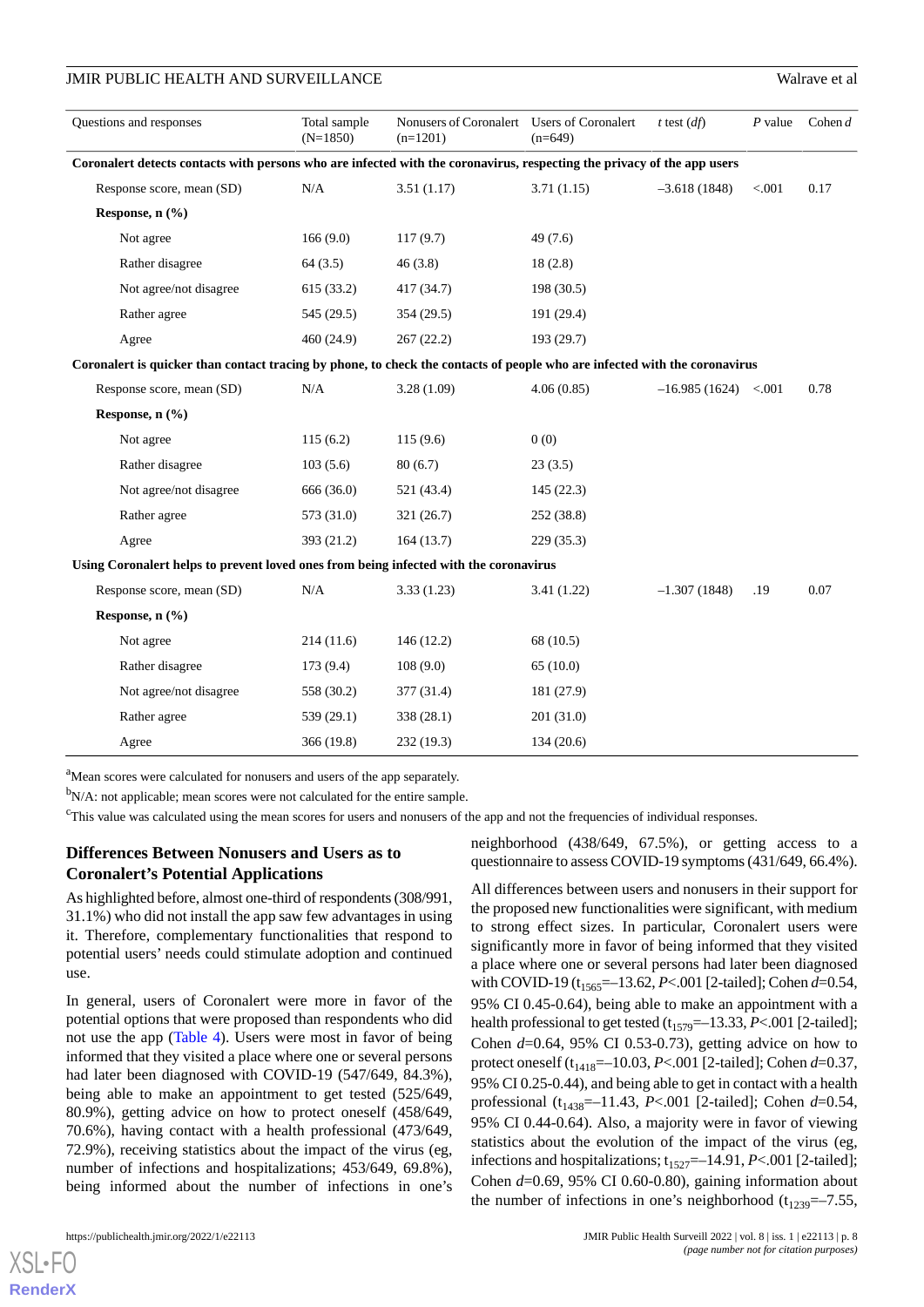| Questions and responses | Total sample (N=1850) | Nonusers of Coronalert (n=1201) | Users of Coronalert (n=649) | *t* test (*df*) | *P* value | Cohen *d* |
|---|---|---|---|---|---|---|
| **Coronalert detects contacts with persons who are infected with the coronavirus, respecting the privacy of the app users** | | | | | | |
| Response score, mean (SD) | N/A | 3.51 (1.17) | 3.71 (1.15) | –3.618 (1848) | <.001 | 0.17 |
| **Response, n (%)** | | | | | | |
| Not agree | 166 (9.0) | 117 (9.7) | 49 (7.6) | | | |
| Rather disagree | 64 (3.5) | 46 (3.8) | 18 (2.8) | | | |
| Not agree/not disagree | 615 (33.2) | 417 (34.7) | 198 (30.5) | | | |
| Rather agree | 545 (29.5) | 354 (29.5) | 191 (29.4) | | | |
| Agree | 460 (24.9) | 267 (22.2) | 193 (29.7) | | | |
| **Coronalert is quicker than contact tracing by phone, to check the contacts of people who are infected with the coronavirus** | | | | | | |
| Response score, mean (SD) | N/A | 3.28 (1.09) | 4.06 (0.85) | –16.985 (1624) | <.001 | 0.78 |
| **Response, n (%)** | | | | | | |
| Not agree | 115 (6.2) | 115 (9.6) | 0 (0) | | | |
| Rather disagree | 103 (5.6) | 80 (6.7) | 23 (3.5) | | | |
| Not agree/not disagree | 666 (36.0) | 521 (43.4) | 145 (22.3) | | | |
| Rather agree | 573 (31.0) | 321 (26.7) | 252 (38.8) | | | |
| Agree | 393 (21.2) | 164 (13.7) | 229 (35.3) | | | |
| **Using Coronalert helps to prevent loved ones from being infected with the coronavirus** | | | | | | |
| Response score, mean (SD) | N/A | 3.33 (1.23) | 3.41 (1.22) | –1.307 (1848) | .19 | 0.07 |
| **Response, n (%)** | | | | | | |
| Not agree | 214 (11.6) | 146 (12.2) | 68 (10.5) | | | |
| Rather disagree | 173 (9.4) | 108 (9.0) | 65 (10.0) | | | |
| Not agree/not disagree | 558 (30.2) | 377 (31.4) | 181 (27.9) | | | |
| Rather agree | 539 (29.1) | 338 (28.1) | 201 (31.0) | | | |
| Agree | 366 (19.8) | 232 (19.3) | 134 (20.6) | | | |

[a]Mean scores were calculated for nonusers and users of the app separately.

[b]N/A: not applicable; mean scores were not calculated for the entire sample.

[c]This value was calculated using the mean scores for users and nonusers of the app and not the frequencies of individual responses.

## Differences Between Nonusers and Users as to Coronalert's Potential Applications

As highlighted before, almost one-third of respondents (308/991, 31.1%) who did not install the app saw few advantages in using it. Therefore, complementary functionalities that respond to potential users' needs could stimulate adoption and continued use.

In general, users of Coronalert were more in favor of the potential options that were proposed than respondents who did not use the app (Table 4). Users were most in favor of being informed that they visited a place where one or several persons had later been diagnosed with COVID-19 (547/649, 84.3%), being able to make an appointment to get tested (525/649, 80.9%), getting advice on how to protect oneself (458/649, 70.6%), having contact with a health professional (473/649, 72.9%), receiving statistics about the impact of the virus (eg, number of infections and hospitalizations; 453/649, 69.8%), being informed about the number of infections in one's neighborhood (438/649, 67.5%), or getting access to a questionnaire to assess COVID-19 symptoms (431/649, 66.4%).

All differences between users and nonusers in their support for the proposed new functionalities were significant, with medium to strong effect sizes. In particular, Coronalert users were significantly more in favor of being informed that they visited a place where one or several persons had later been diagnosed with COVID-19 ($t_{1565}$=–13.62, *P*<.001 [2-tailed]; Cohen *d*=0.54, 95% CI 0.45-0.64), being able to make an appointment with a health professional to get tested ($t_{1579}$=–13.33, *P*<.001 [2-tailed]; Cohen *d*=0.64, 95% CI 0.53-0.73), getting advice on how to protect oneself ($t_{1418}$=–10.03, *P*<.001 [2-tailed]; Cohen *d*=0.37, 95% CI 0.25-0.44), and being able to get in contact with a health professional ($t_{1438}$=–11.43, *P*<.001 [2-tailed]; Cohen *d*=0.54, 95% CI 0.44-0.64). Also, a majority were in favor of viewing statistics about the evolution of the impact of the virus (eg, infections and hospitalizations; $t_{1527}$=–14.91, *P*<.001 [2-tailed]; Cohen *d*=0.69, 95% CI 0.60-0.80), gaining information about the number of infections in one's neighborhood ($t_{1239}$=–7.55,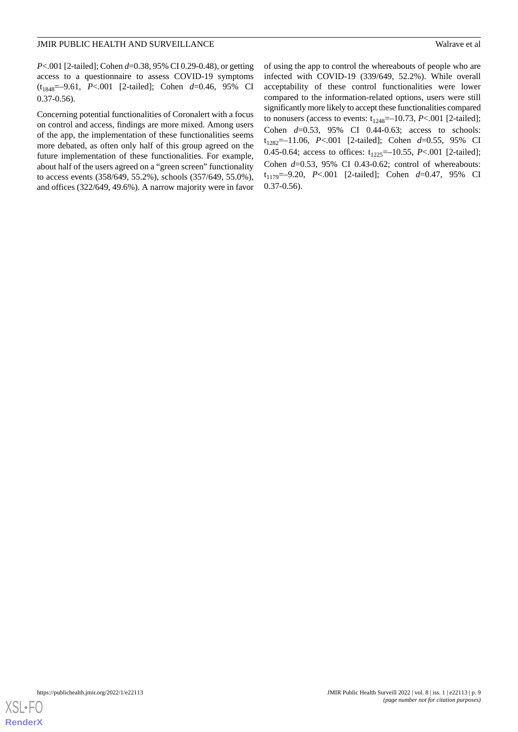*P*<.001 [2-tailed]; Cohen *d*=0.38, 95% CI 0.29-0.48), or getting access to a questionnaire to assess COVID-19 symptoms ($t_{1848}$=–9.61, *P*<.001 [2-tailed]; Cohen *d*=0.46, 95% CI 0.37-0.56).

Concerning potential functionalities of Coronalert with a focus on control and access, findings are more mixed. Among users of the app, the implementation of these functionalities seems more debated, as often only half of this group agreed on the future implementation of these functionalities. For example, about half of the users agreed on a "green screen" functionality to access events (358/649, 55.2%), schools (357/649, 55.0%), and offices (322/649, 49.6%). A narrow majority were in favor of using the app to control the whereabouts of people who are infected with COVID-19 (339/649, 52.2%). While overall acceptability of these control functionalities were lower compared to the information-related options, users were still significantly more likely to accept these functionalities compared to nonusers (access to events: $t_{1248}$=–10.73, *P*<.001 [2-tailed]; Cohen *d*=0.53, 95% CI 0.44-0.63; access to schools: $t_{1282}$=–11.06, *P*<.001 [2-tailed]; Cohen *d*=0.55, 95% CI 0.45-0.64; access to offices: $t_{1225}$=–10.55, *P*<.001 [2-tailed]; Cohen *d*=0.53, 95% CI 0.43-0.62; control of whereabouts: $t_{1179}$=–9.20, *P*<.001 [2-tailed]; Cohen *d*=0.47, 95% CI 0.37-0.56).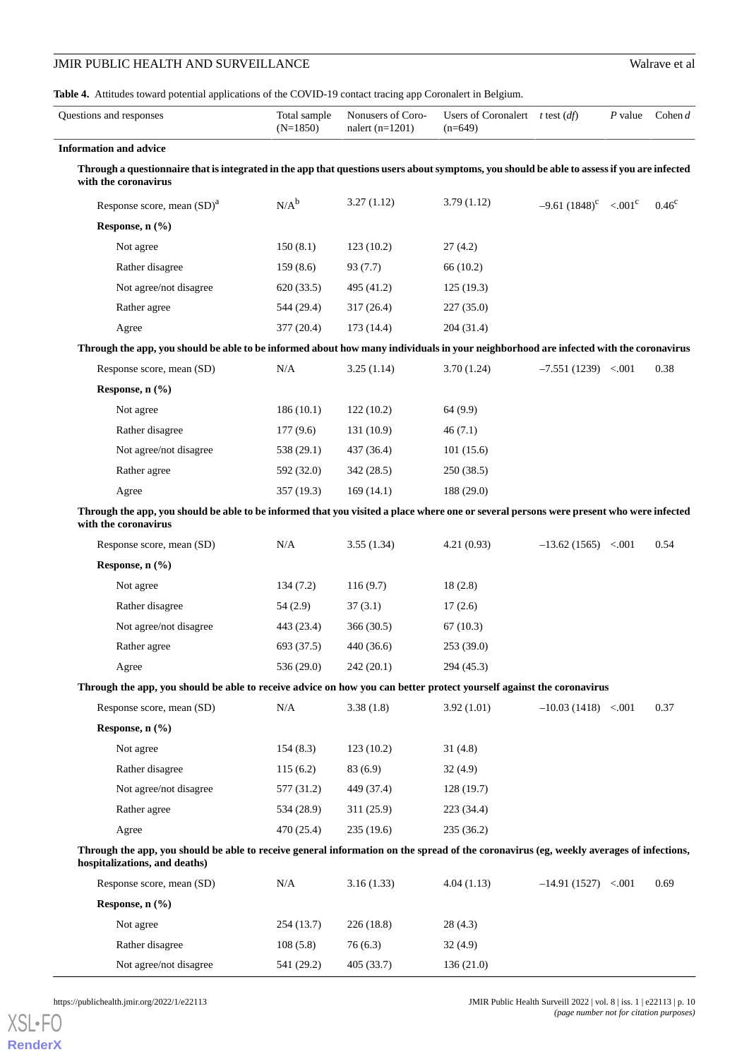**Table 4.** Attitudes toward potential applications of the COVID-19 contact tracing app Coronalert in Belgium.

| Questions and responses | Total sample (N=1850) | Nonusers of Coronalert (n=1201) | Users of Coronalert (n=649) | *t* test (*df*) | *P* value | Cohen *d* |
|---|---|---|---|---|---|---|
| **Information and advice** | | | | | | |
| **Through a questionnaire that is integrated in the app that questions users about symptoms, you should be able to assess if you are infected with the coronavirus** | | | | | | |
| Response score, mean (SD)[a] | N/A[b] | 3.27 (1.12) | 3.79 (1.12) | –9.61 (1848)[c] | <.001[c] | 0.46[c] |
| **Response, n (%)** | | | | | | |
| Not agree | 150 (8.1) | 123 (10.2) | 27 (4.2) | | | |
| Rather disagree | 159 (8.6) | 93 (7.7) | 66 (10.2) | | | |
| Not agree/not disagree | 620 (33.5) | 495 (41.2) | 125 (19.3) | | | |
| Rather agree | 544 (29.4) | 317 (26.4) | 227 (35.0) | | | |
| Agree | 377 (20.4) | 173 (14.4) | 204 (31.4) | | | |
| **Through the app, you should be able to be informed about how many individuals in your neighborhood are infected with the coronavirus** | | | | | | |
| Response score, mean (SD) | N/A | 3.25 (1.14) | 3.70 (1.24) | –7.551 (1239) | <.001 | 0.38 |
| **Response, n (%)** | | | | | | |
| Not agree | 186 (10.1) | 122 (10.2) | 64 (9.9) | | | |
| Rather disagree | 177 (9.6) | 131 (10.9) | 46 (7.1) | | | |
| Not agree/not disagree | 538 (29.1) | 437 (36.4) | 101 (15.6) | | | |
| Rather agree | 592 (32.0) | 342 (28.5) | 250 (38.5) | | | |
| Agree | 357 (19.3) | 169 (14.1) | 188 (29.0) | | | |
| **Through the app, you should be able to be informed that you visited a place where one or several persons were present who were infected with the coronavirus** | | | | | | |
| Response score, mean (SD) | N/A | 3.55 (1.34) | 4.21 (0.93) | –13.62 (1565) | <.001 | 0.54 |
| **Response, n (%)** | | | | | | |
| Not agree | 134 (7.2) | 116 (9.7) | 18 (2.8) | | | |
| Rather disagree | 54 (2.9) | 37 (3.1) | 17 (2.6) | | | |
| Not agree/not disagree | 443 (23.4) | 366 (30.5) | 67 (10.3) | | | |
| Rather agree | 693 (37.5) | 440 (36.6) | 253 (39.0) | | | |
| Agree | 536 (29.0) | 242 (20.1) | 294 (45.3) | | | |
| **Through the app, you should be able to receive advice on how you can better protect yourself against the coronavirus** | | | | | | |
| Response score, mean (SD) | N/A | 3.38 (1.8) | 3.92 (1.01) | –10.03 (1418) | <.001 | 0.37 |
| **Response, n (%)** | | | | | | |
| Not agree | 154 (8.3) | 123 (10.2) | 31 (4.8) | | | |
| Rather disagree | 115 (6.2) | 83 (6.9) | 32 (4.9) | | | |
| Not agree/not disagree | 577 (31.2) | 449 (37.4) | 128 (19.7) | | | |
| Rather agree | 534 (28.9) | 311 (25.9) | 223 (34.4) | | | |
| Agree | 470 (25.4) | 235 (19.6) | 235 (36.2) | | | |
| **Through the app, you should be able to receive general information on the spread of the coronavirus (eg, weekly averages of infections, hospitalizations, and deaths)** | | | | | | |
| Response score, mean (SD) | N/A | 3.16 (1.33) | 4.04 (1.13) | –14.91 (1527) | <.001 | 0.69 |
| **Response, n (%)** | | | | | | |
| Not agree | 254 (13.7) | 226 (18.8) | 28 (4.3) | | | |
| Rather disagree | 108 (5.8) | 76 (6.3) | 32 (4.9) | | | |
| Not agree/not disagree | 541 (29.2) | 405 (33.7) | 136 (21.0) | | | |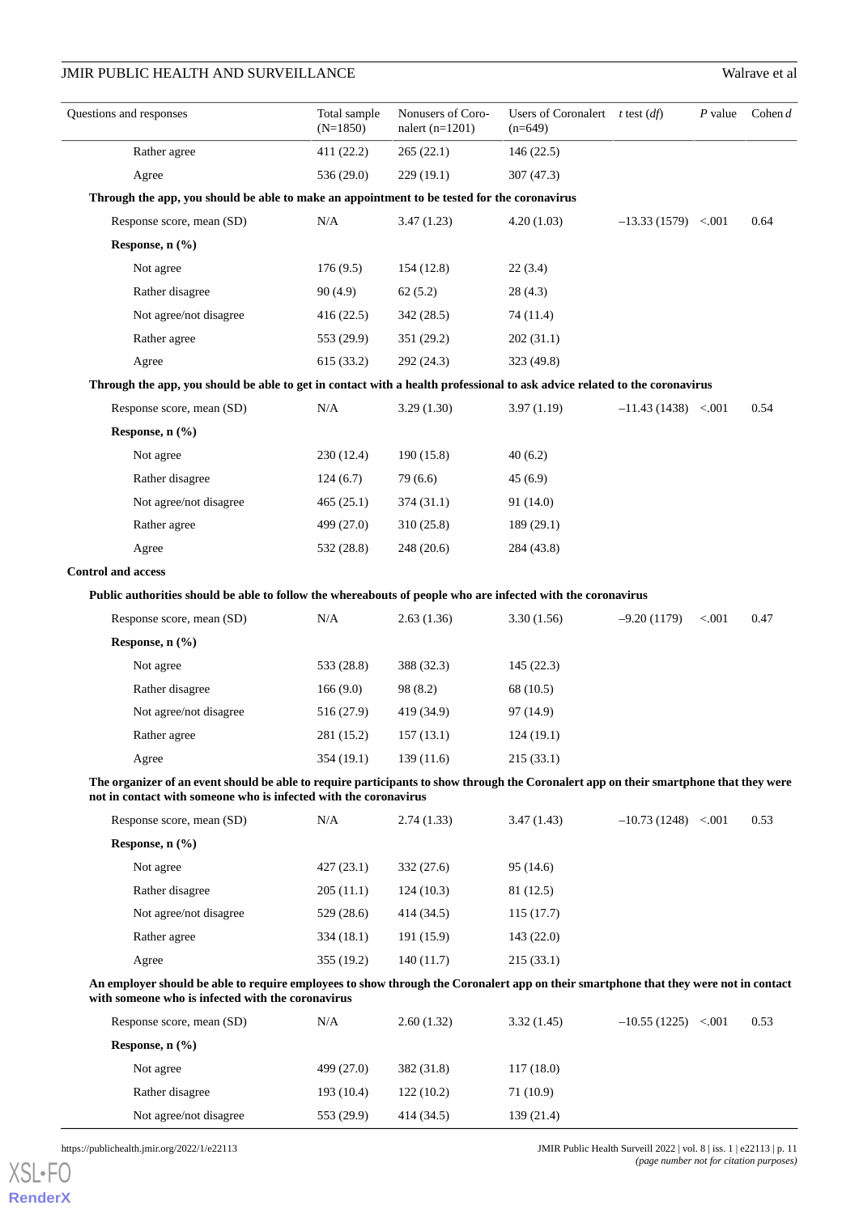| Questions and responses | Total sample (N=1850) | Nonusers of Coronalert (n=1201) | Users of Coronalert (n=649) | *t* test (*df*) | *P* value | Cohen *d* |
|---|---|---|---|---|---|---|
| Rather agree | 411 (22.2) | 265 (22.1) | 146 (22.5) | | | |
| Agree | 536 (29.0) | 229 (19.1) | 307 (47.3) | | | |
| **Through the app, you should be able to make an appointment to be tested for the coronavirus** | | | | | | |
| Response score, mean (SD) | N/A | 3.47 (1.23) | 4.20 (1.03) | –13.33 (1579) | <.001 | 0.64 |
| **Response, n (%)** | | | | | | |
| Not agree | 176 (9.5) | 154 (12.8) | 22 (3.4) | | | |
| Rather disagree | 90 (4.9) | 62 (5.2) | 28 (4.3) | | | |
| Not agree/not disagree | 416 (22.5) | 342 (28.5) | 74 (11.4) | | | |
| Rather agree | 553 (29.9) | 351 (29.2) | 202 (31.1) | | | |
| Agree | 615 (33.2) | 292 (24.3) | 323 (49.8) | | | |
| **Through the app, you should be able to get in contact with a health professional to ask advice related to the coronavirus** | | | | | | |
| Response score, mean (SD) | N/A | 3.29 (1.30) | 3.97 (1.19) | –11.43 (1438) | <.001 | 0.54 |
| **Response, n (%)** | | | | | | |
| Not agree | 230 (12.4) | 190 (15.8) | 40 (6.2) | | | |
| Rather disagree | 124 (6.7) | 79 (6.6) | 45 (6.9) | | | |
| Not agree/not disagree | 465 (25.1) | 374 (31.1) | 91 (14.0) | | | |
| Rather agree | 499 (27.0) | 310 (25.8) | 189 (29.1) | | | |
| Agree | 532 (28.8) | 248 (20.6) | 284 (43.8) | | | |
| **Control and access** | | | | | | |
| **Public authorities should be able to follow the whereabouts of people who are infected with the coronavirus** | | | | | | |
| Response score, mean (SD) | N/A | 2.63 (1.36) | 3.30 (1.56) | –9.20 (1179) | <.001 | 0.47 |
| **Response, n (%)** | | | | | | |
| Not agree | 533 (28.8) | 388 (32.3) | 145 (22.3) | | | |
| Rather disagree | 166 (9.0) | 98 (8.2) | 68 (10.5) | | | |
| Not agree/not disagree | 516 (27.9) | 419 (34.9) | 97 (14.9) | | | |
| Rather agree | 281 (15.2) | 157 (13.1) | 124 (19.1) | | | |
| Agree | 354 (19.1) | 139 (11.6) | 215 (33.1) | | | |
| **The organizer of an event should be able to require participants to show through the Coronalert app on their smartphone that they were not in contact with someone who is infected with the coronavirus** | | | | | | |
| Response score, mean (SD) | N/A | 2.74 (1.33) | 3.47 (1.43) | –10.73 (1248) | <.001 | 0.53 |
| **Response, n (%)** | | | | | | |
| Not agree | 427 (23.1) | 332 (27.6) | 95 (14.6) | | | |
| Rather disagree | 205 (11.1) | 124 (10.3) | 81 (12.5) | | | |
| Not agree/not disagree | 529 (28.6) | 414 (34.5) | 115 (17.7) | | | |
| Rather agree | 334 (18.1) | 191 (15.9) | 143 (22.0) | | | |
| Agree | 355 (19.2) | 140 (11.7) | 215 (33.1) | | | |
| **An employer should be able to require employees to show through the Coronalert app on their smartphone that they were not in contact with someone who is infected with the coronavirus** | | | | | | |
| Response score, mean (SD) | N/A | 2.60 (1.32) | 3.32 (1.45) | –10.55 (1225) | <.001 | 0.53 |
| **Response, n (%)** | | | | | | |
| Not agree | 499 (27.0) | 382 (31.8) | 117 (18.0) | | | |
| Rather disagree | 193 (10.4) | 122 (10.2) | 71 (10.9) | | | |
| Not agree/not disagree | 553 (29.9) | 414 (34.5) | 139 (21.4) | | | |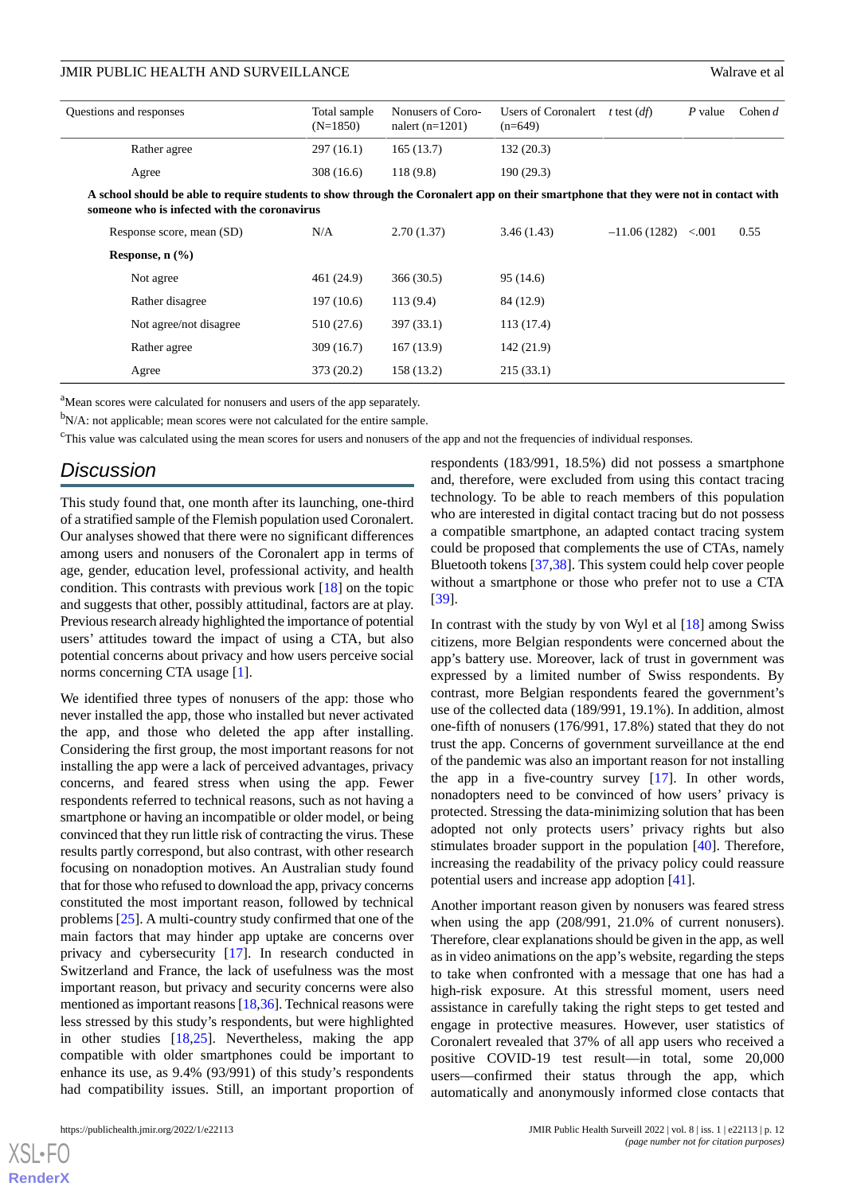| Questions and responses | Total sample (N=1850) | Nonusers of Coronalert (n=1201) | Users of Coronalert (n=649) | *t* test (*df*) | *P* value | Cohen *d* |
|---|---|---|---|---|---|---|
| Rather agree | 297 (16.1) | 165 (13.7) | 132 (20.3) | | | |
| Agree | 308 (16.6) | 118 (9.8) | 190 (29.3) | | | |
| **A school should be able to require students to show through the Coronalert app on their smartphone that they were not in contact with someone who is infected with the coronavirus** | | | | | | |
| Response score, mean (SD) | N/A | 2.70 (1.37) | 3.46 (1.43) | –11.06 (1282) | <.001 | 0.55 |
| **Response, n (%)** | | | | | | |
| Not agree | 461 (24.9) | 366 (30.5) | 95 (14.6) | | | |
| Rather disagree | 197 (10.6) | 113 (9.4) | 84 (12.9) | | | |
| Not agree/not disagree | 510 (27.6) | 397 (33.1) | 113 (17.4) | | | |
| Rather agree | 309 (16.7) | 167 (13.9) | 142 (21.9) | | | |
| Agree | 373 (20.2) | 158 (13.2) | 215 (33.1) | | | |

[a]Mean scores were calculated for nonusers and users of the app separately.

[b]N/A: not applicable; mean scores were not calculated for the entire sample.

[c]This value was calculated using the mean scores for users and nonusers of the app and not the frequencies of individual responses.

## Discussion

This study found that, one month after its launching, one-third of a stratified sample of the Flemish population used Coronalert. Our analyses showed that there were no significant differences among users and nonusers of the Coronalert app in terms of age, gender, education level, professional activity, and health condition. This contrasts with previous work [18] on the topic and suggests that other, possibly attitudinal, factors are at play. Previous research already highlighted the importance of potential users' attitudes toward the impact of using a CTA, but also potential concerns about privacy and how users perceive social norms concerning CTA usage [1].

We identified three types of nonusers of the app: those who never installed the app, those who installed but never activated the app, and those who deleted the app after installing. Considering the first group, the most important reasons for not installing the app were a lack of perceived advantages, privacy concerns, and feared stress when using the app. Fewer respondents referred to technical reasons, such as not having a smartphone or having an incompatible or older model, or being convinced that they run little risk of contracting the virus. These results partly correspond, but also contrast, with other research focusing on nonadoption motives. An Australian study found that for those who refused to download the app, privacy concerns constituted the most important reason, followed by technical problems [25]. A multi-country study confirmed that one of the main factors that may hinder app uptake are concerns over privacy and cybersecurity [17]. In research conducted in Switzerland and France, the lack of usefulness was the most important reason, but privacy and security concerns were also mentioned as important reasons [18,36]. Technical reasons were less stressed by this study's respondents, but were highlighted in other studies [18,25]. Nevertheless, making the app compatible with older smartphones could be important to enhance its use, as 9.4% (93/991) of this study's respondents had compatibility issues. Still, an important proportion of respondents (183/991, 18.5%) did not possess a smartphone and, therefore, were excluded from using this contact tracing technology. To be able to reach members of this population who are interested in digital contact tracing but do not possess a compatible smartphone, an adapted contact tracing system could be proposed that complements the use of CTAs, namely Bluetooth tokens [37,38]. This system could help cover people without a smartphone or those who prefer not to use a CTA [39].

In contrast with the study by von Wyl et al [18] among Swiss citizens, more Belgian respondents were concerned about the app's battery use. Moreover, lack of trust in government was expressed by a limited number of Swiss respondents. By contrast, more Belgian respondents feared the government's use of the collected data (189/991, 19.1%). In addition, almost one-fifth of nonusers (176/991, 17.8%) stated that they do not trust the app. Concerns of government surveillance at the end of the pandemic was also an important reason for not installing the app in a five-country survey [17]. In other words, nonadopters need to be convinced of how users' privacy is protected. Stressing the data-minimizing solution that has been adopted not only protects users' privacy rights but also stimulates broader support in the population [40]. Therefore, increasing the readability of the privacy policy could reassure potential users and increase app adoption [41].

Another important reason given by nonusers was feared stress when using the app (208/991, 21.0% of current nonusers). Therefore, clear explanations should be given in the app, as well as in video animations on the app's website, regarding the steps to take when confronted with a message that one has had a high-risk exposure. At this stressful moment, users need assistance in carefully taking the right steps to get tested and engage in protective measures. However, user statistics of Coronalert revealed that 37% of all app users who received a positive COVID-19 test result—in total, some 20,000 users—confirmed their status through the app, which automatically and anonymously informed close contacts that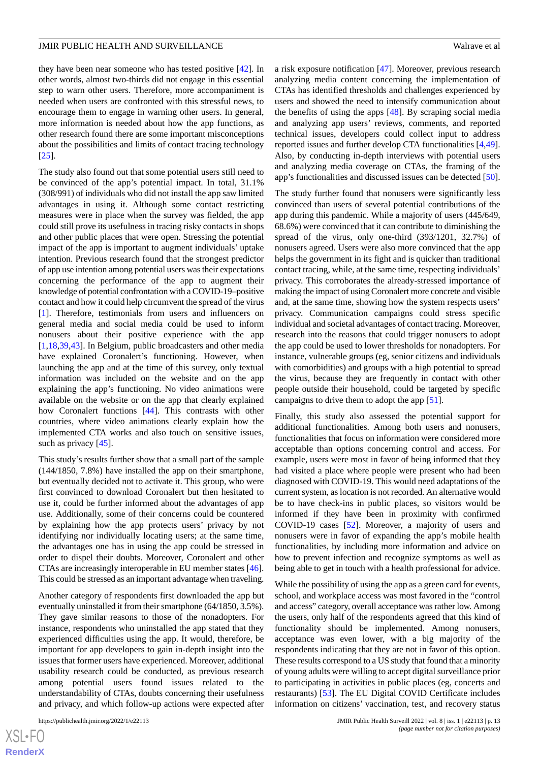they have been near someone who has tested positive [42]. In other words, almost two-thirds did not engage in this essential step to warn other users. Therefore, more accompaniment is needed when users are confronted with this stressful news, to encourage them to engage in warning other users. In general, more information is needed about how the app functions, as other research found there are some important misconceptions about the possibilities and limits of contact tracing technology [25].

The study also found out that some potential users still need to be convinced of the app's potential impact. In total, 31.1% (308/991) of individuals who did not install the app saw limited advantages in using it. Although some contact restricting measures were in place when the survey was fielded, the app could still prove its usefulness in tracing risky contacts in shops and other public places that were open. Stressing the potential impact of the app is important to augment individuals' uptake intention. Previous research found that the strongest predictor of app use intention among potential users was their expectations concerning the performance of the app to augment their knowledge of potential confrontation with a COVID-19–positive contact and how it could help circumvent the spread of the virus [1]. Therefore, testimonials from users and influencers on general media and social media could be used to inform nonusers about their positive experience with the app [1,18,39,43]. In Belgium, public broadcasters and other media have explained Coronalert's functioning. However, when launching the app and at the time of this survey, only textual information was included on the website and on the app explaining the app's functioning. No video animations were available on the website or on the app that clearly explained how Coronalert functions [44]. This contrasts with other countries, where video animations clearly explain how the implemented CTA works and also touch on sensitive issues, such as privacy [45].

This study's results further show that a small part of the sample (144/1850, 7.8%) have installed the app on their smartphone, but eventually decided not to activate it. This group, who were first convinced to download Coronalert but then hesitated to use it, could be further informed about the advantages of app use. Additionally, some of their concerns could be countered by explaining how the app protects users' privacy by not identifying nor individually locating users; at the same time, the advantages one has in using the app could be stressed in order to dispel their doubts. Moreover, Coronalert and other CTAs are increasingly interoperable in EU member states [46]. This could be stressed as an important advantage when traveling.

Another category of respondents first downloaded the app but eventually uninstalled it from their smartphone (64/1850, 3.5%). They gave similar reasons to those of the nonadopters. For instance, respondents who uninstalled the app stated that they experienced difficulties using the app. It would, therefore, be important for app developers to gain in-depth insight into the issues that former users have experienced. Moreover, additional usability research could be conducted, as previous research among potential users found issues related to the understandability of CTAs, doubts concerning their usefulness and privacy, and which follow-up actions were expected after a risk exposure notification [47]. Moreover, previous research analyzing media content concerning the implementation of CTAs has identified thresholds and challenges experienced by users and showed the need to intensify communication about the benefits of using the apps [48]. By scraping social media and analyzing app users' reviews, comments, and reported technical issues, developers could collect input to address reported issues and further develop CTA functionalities [4,49]. Also, by conducting in-depth interviews with potential users and analyzing media coverage on CTAs, the framing of the app's functionalities and discussed issues can be detected [50].

The study further found that nonusers were significantly less convinced than users of several potential contributions of the app during this pandemic. While a majority of users (445/649, 68.6%) were convinced that it can contribute to diminishing the spread of the virus, only one-third (393/1201, 32.7%) of nonusers agreed. Users were also more convinced that the app helps the government in its fight and is quicker than traditional contact tracing, while, at the same time, respecting individuals' privacy. This corroborates the already-stressed importance of making the impact of using Coronalert more concrete and visible and, at the same time, showing how the system respects users' privacy. Communication campaigns could stress specific individual and societal advantages of contact tracing. Moreover, research into the reasons that could trigger nonusers to adopt the app could be used to lower thresholds for nonadopters. For instance, vulnerable groups (eg, senior citizens and individuals with comorbidities) and groups with a high potential to spread the virus, because they are frequently in contact with other people outside their household, could be targeted by specific campaigns to drive them to adopt the app [51].

Finally, this study also assessed the potential support for additional functionalities. Among both users and nonusers, functionalities that focus on information were considered more acceptable than options concerning control and access. For example, users were most in favor of being informed that they had visited a place where people were present who had been diagnosed with COVID-19. This would need adaptations of the current system, as location is not recorded. An alternative would be to have check-ins in public places, so visitors would be informed if they have been in proximity with confirmed COVID-19 cases [52]. Moreover, a majority of users and nonusers were in favor of expanding the app's mobile health functionalities, by including more information and advice on how to prevent infection and recognize symptoms as well as being able to get in touch with a health professional for advice.

While the possibility of using the app as a green card for events, school, and workplace access was most favored in the "control and access" category, overall acceptance was rather low. Among the users, only half of the respondents agreed that this kind of functionality should be implemented. Among nonusers, acceptance was even lower, with a big majority of the respondents indicating that they are not in favor of this option. These results correspond to a US study that found that a minority of young adults were willing to accept digital surveillance prior to participating in activities in public places (eg, concerts and restaurants) [53]. The EU Digital COVID Certificate includes information on citizens' vaccination, test, and recovery status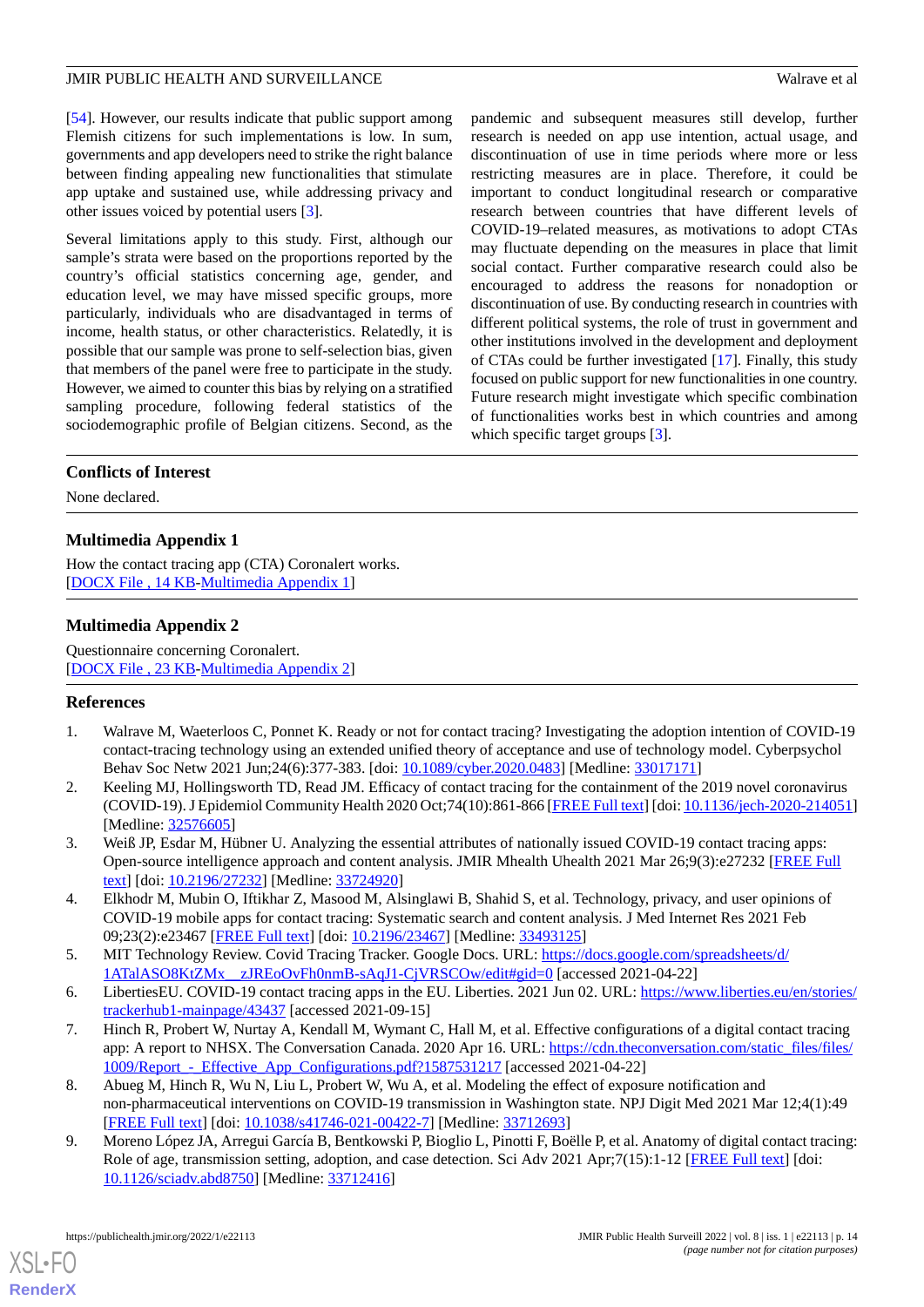[54]. However, our results indicate that public support among Flemish citizens for such implementations is low. In sum, governments and app developers need to strike the right balance between finding appealing new functionalities that stimulate app uptake and sustained use, while addressing privacy and other issues voiced by potential users [3].

Several limitations apply to this study. First, although our sample's strata were based on the proportions reported by the country's official statistics concerning age, gender, and education level, we may have missed specific groups, more particularly, individuals who are disadvantaged in terms of income, health status, or other characteristics. Relatedly, it is possible that our sample was prone to self-selection bias, given that members of the panel were free to participate in the study. However, we aimed to counter this bias by relying on a stratified sampling procedure, following federal statistics of the sociodemographic profile of Belgian citizens. Second, as the pandemic and subsequent measures still develop, further research is needed on app use intention, actual usage, and discontinuation of use in time periods where more or less restricting measures are in place. Therefore, it could be important to conduct longitudinal research or comparative research between countries that have different levels of COVID-19–related measures, as motivations to adopt CTAs may fluctuate depending on the measures in place that limit social contact. Further comparative research could also be encouraged to address the reasons for nonadoption or discontinuation of use. By conducting research in countries with different political systems, the role of trust in government and other institutions involved in the development and deployment of CTAs could be further investigated [17]. Finally, this study focused on public support for new functionalities in one country. Future research might investigate which specific combination of functionalities works best in which countries and among which specific target groups [3].

## Conflicts of Interest

None declared.

## Multimedia Appendix 1

How the contact tracing app (CTA) Coronalert works.
[DOCX File , 14 KB-Multimedia Appendix 1]

## Multimedia Appendix 2

Questionnaire concerning Coronalert.
[DOCX File , 23 KB-Multimedia Appendix 2]

## References

1. Walrave M, Waeterloos C, Ponnet K. Ready or not for contact tracing? Investigating the adoption intention of COVID-19 contact-tracing technology using an extended unified theory of acceptance and use of technology model. Cyberpsychol Behav Soc Netw 2021 Jun;24(6):377-383. [doi: 10.1089/cyber.2020.0483] [Medline: 33017171]
2. Keeling MJ, Hollingsworth TD, Read JM. Efficacy of contact tracing for the containment of the 2019 novel coronavirus (COVID-19). J Epidemiol Community Health 2020 Oct;74(10):861-866 [FREE Full text] [doi: 10.1136/jech-2020-214051] [Medline: 32576605]
3. Weiß JP, Esdar M, Hübner U. Analyzing the essential attributes of nationally issued COVID-19 contact tracing apps: Open-source intelligence approach and content analysis. JMIR Mhealth Uhealth 2021 Mar 26;9(3):e27232 [FREE Full text] [doi: 10.2196/27232] [Medline: 33724920]
4. Elkhodr M, Mubin O, Iftikhar Z, Masood M, Alsinglawi B, Shahid S, et al. Technology, privacy, and user opinions of COVID-19 mobile apps for contact tracing: Systematic search and content analysis. J Med Internet Res 2021 Feb 09;23(2):e23467 [FREE Full text] [doi: 10.2196/23467] [Medline: 33493125]
5. MIT Technology Review. Covid Tracing Tracker. Google Docs. URL: https://docs.google.com/spreadsheets/d/1ATalASO8KtZMx__zJREoOvFh0nmB-sAqJ1-CjVRSCOw/edit#gid=0 [accessed 2021-04-22]
6. LibertiesEU. COVID-19 contact tracing apps in the EU. Liberties. 2021 Jun 02. URL: https://www.liberties.eu/en/stories/trackerhub1-mainpage/43437 [accessed 2021-09-15]
7. Hinch R, Probert W, Nurtay A, Kendall M, Wymant C, Hall M, et al. Effective configurations of a digital contact tracing app: A report to NHSX. The Conversation Canada. 2020 Apr 16. URL: https://cdn.theconversation.com/static_files/files/1009/Report_-_Effective_App_Configurations.pdf?1587531217 [accessed 2021-04-22]
8. Abueg M, Hinch R, Wu N, Liu L, Probert W, Wu A, et al. Modeling the effect of exposure notification and non-pharmaceutical interventions on COVID-19 transmission in Washington state. NPJ Digit Med 2021 Mar 12;4(1):49 [FREE Full text] [doi: 10.1038/s41746-021-00422-7] [Medline: 33712693]
9. Moreno López JA, Arregui García B, Bentkowski P, Bioglio L, Pinotti F, Boëlle P, et al. Anatomy of digital contact tracing: Role of age, transmission setting, adoption, and case detection. Sci Adv 2021 Apr;7(15):1-12 [FREE Full text] [doi: 10.1126/sciadv.abd8750] [Medline: 33712416]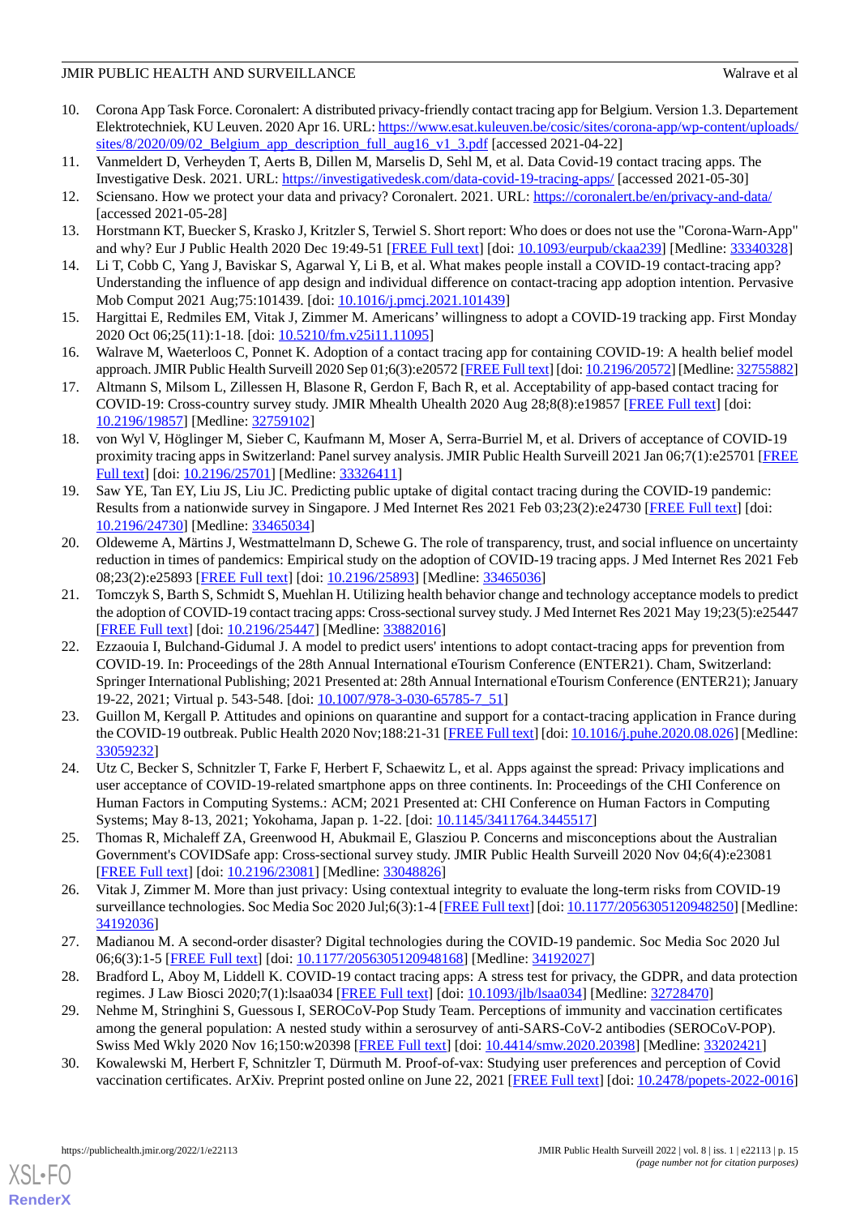10. Corona App Task Force. Coronalert: A distributed privacy-friendly contact tracing app for Belgium. Version 1.3. Departement Elektrotechniek, KU Leuven. 2020 Apr 16. URL: https://www.esat.kuleuven.be/cosic/sites/corona-app/wp-content/uploads/sites/8/2020/09/02_Belgium_app_description_full_aug16_v1_3.pdf [accessed 2021-04-22]
11. Vanmeldert D, Verheyden T, Aerts B, Dillen M, Marselis D, Sehl M, et al. Data Covid-19 contact tracing apps. The Investigative Desk. 2021. URL: https://investigativedesk.com/data-covid-19-tracing-apps/ [accessed 2021-05-30]
12. Sciensano. How we protect your data and privacy? Coronalert. 2021. URL: https://coronalert.be/en/privacy-and-data/ [accessed 2021-05-28]
13. Horstmann KT, Buecker S, Krasko J, Kritzler S, Terwiel S. Short report: Who does or does not use the "Corona-Warn-App" and why? Eur J Public Health 2020 Dec 19:49-51 [FREE Full text] [doi: 10.1093/eurpub/ckaa239] [Medline: 33340328]
14. Li T, Cobb C, Yang J, Baviskar S, Agarwal Y, Li B, et al. What makes people install a COVID-19 contact-tracing app? Understanding the influence of app design and individual difference on contact-tracing app adoption intention. Pervasive Mob Comput 2021 Aug;75:101439. [doi: 10.1016/j.pmcj.2021.101439]
15. Hargittai E, Redmiles EM, Vitak J, Zimmer M. Americans' willingness to adopt a COVID-19 tracking app. First Monday 2020 Oct 06;25(11):1-18. [doi: 10.5210/fm.v25i11.11095]
16. Walrave M, Waeterloos C, Ponnet K. Adoption of a contact tracing app for containing COVID-19: A health belief model approach. JMIR Public Health Surveill 2020 Sep 01;6(3):e20572 [FREE Full text] [doi: 10.2196/20572] [Medline: 32755882]
17. Altmann S, Milsom L, Zillessen H, Blasone R, Gerdon F, Bach R, et al. Acceptability of app-based contact tracing for COVID-19: Cross-country survey study. JMIR Mhealth Uhealth 2020 Aug 28;8(8):e19857 [FREE Full text] [doi: 10.2196/19857] [Medline: 32759102]
18. von Wyl V, Höglinger M, Sieber C, Kaufmann M, Moser A, Serra-Burriel M, et al. Drivers of acceptance of COVID-19 proximity tracing apps in Switzerland: Panel survey analysis. JMIR Public Health Surveill 2021 Jan 06;7(1):e25701 [FREE Full text] [doi: 10.2196/25701] [Medline: 33326411]
19. Saw YE, Tan EY, Liu JS, Liu JC. Predicting public uptake of digital contact tracing during the COVID-19 pandemic: Results from a nationwide survey in Singapore. J Med Internet Res 2021 Feb 03;23(2):e24730 [FREE Full text] [doi: 10.2196/24730] [Medline: 33465034]
20. Oldeweme A, Märtins J, Westmattelmann D, Schewe G. The role of transparency, trust, and social influence on uncertainty reduction in times of pandemics: Empirical study on the adoption of COVID-19 tracing apps. J Med Internet Res 2021 Feb 08;23(2):e25893 [FREE Full text] [doi: 10.2196/25893] [Medline: 33465036]
21. Tomczyk S, Barth S, Schmidt S, Muehlan H. Utilizing health behavior change and technology acceptance models to predict the adoption of COVID-19 contact tracing apps: Cross-sectional survey study. J Med Internet Res 2021 May 19;23(5):e25447 [FREE Full text] [doi: 10.2196/25447] [Medline: 33882016]
22. Ezzaouia I, Bulchand-Gidumal J. A model to predict users' intentions to adopt contact-tracing apps for prevention from COVID-19. In: Proceedings of the 28th Annual International eTourism Conference (ENTER21). Cham, Switzerland: Springer International Publishing; 2021 Presented at: 28th Annual International eTourism Conference (ENTER21); January 19-22, 2021; Virtual p. 543-548. [doi: 10.1007/978-3-030-65785-7_51]
23. Guillon M, Kergall P. Attitudes and opinions on quarantine and support for a contact-tracing application in France during the COVID-19 outbreak. Public Health 2020 Nov;188:21-31 [FREE Full text] [doi: 10.1016/j.puhe.2020.08.026] [Medline: 33059232]
24. Utz C, Becker S, Schnitzler T, Farke F, Herbert F, Schaewitz L, et al. Apps against the spread: Privacy implications and user acceptance of COVID-19-related smartphone apps on three continents. In: Proceedings of the CHI Conference on Human Factors in Computing Systems.: ACM; 2021 Presented at: CHI Conference on Human Factors in Computing Systems; May 8-13, 2021; Yokohama, Japan p. 1-22. [doi: 10.1145/3411764.3445517]
25. Thomas R, Michaleff ZA, Greenwood H, Abukmail E, Glasziou P. Concerns and misconceptions about the Australian Government's COVIDSafe app: Cross-sectional survey study. JMIR Public Health Surveill 2020 Nov 04;6(4):e23081 [FREE Full text] [doi: 10.2196/23081] [Medline: 33048826]
26. Vitak J, Zimmer M. More than just privacy: Using contextual integrity to evaluate the long-term risks from COVID-19 surveillance technologies. Soc Media Soc 2020 Jul;6(3):1-4 [FREE Full text] [doi: 10.1177/2056305120948250] [Medline: 34192036]
27. Madianou M. A second-order disaster? Digital technologies during the COVID-19 pandemic. Soc Media Soc 2020 Jul 06;6(3):1-5 [FREE Full text] [doi: 10.1177/2056305120948168] [Medline: 34192027]
28. Bradford L, Aboy M, Liddell K. COVID-19 contact tracing apps: A stress test for privacy, the GDPR, and data protection regimes. J Law Biosci 2020;7(1):lsaa034 [FREE Full text] [doi: 10.1093/jlb/lsaa034] [Medline: 32728470]
29. Nehme M, Stringhini S, Guessous I, SEROCoV-Pop Study Team. Perceptions of immunity and vaccination certificates among the general population: A nested study within a serosurvey of anti-SARS-CoV-2 antibodies (SEROCoV-POP). Swiss Med Wkly 2020 Nov 16;150:w20398 [FREE Full text] [doi: 10.4414/smw.2020.20398] [Medline: 33202421]
30. Kowalewski M, Herbert F, Schnitzler T, Dürmuth M. Proof-of-vax: Studying user preferences and perception of Covid vaccination certificates. ArXiv. Preprint posted online on June 22, 2021 [FREE Full text] [doi: 10.2478/popets-2022-0016]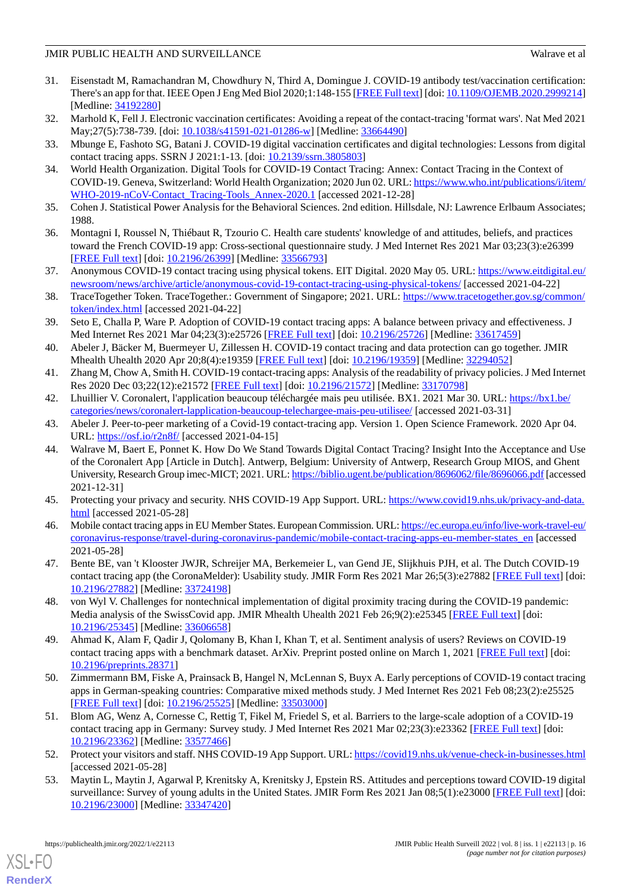31. Eisenstadt M, Ramachandran M, Chowdhury N, Third A, Domingue J. COVID-19 antibody test/vaccination certification: There's an app for that. IEEE Open J Eng Med Biol 2020;1:148-155 [FREE Full text] [doi: 10.1109/OJEMB.2020.2999214] [Medline: 34192280]
32. Marhold K, Fell J. Electronic vaccination certificates: Avoiding a repeat of the contact-tracing 'format wars'. Nat Med 2021 May;27(5):738-739. [doi: 10.1038/s41591-021-01286-w] [Medline: 33664490]
33. Mbunge E, Fashoto SG, Batani J. COVID-19 digital vaccination certificates and digital technologies: Lessons from digital contact tracing apps. SSRN J 2021:1-13. [doi: 10.2139/ssrn.3805803]
34. World Health Organization. Digital Tools for COVID-19 Contact Tracing: Annex: Contact Tracing in the Context of COVID-19. Geneva, Switzerland: World Health Organization; 2020 Jun 02. URL: https://www.who.int/publications/i/item/WHO-2019-nCoV-Contact_Tracing-Tools_Annex-2020.1 [accessed 2021-12-28]
35. Cohen J. Statistical Power Analysis for the Behavioral Sciences. 2nd edition. Hillsdale, NJ: Lawrence Erlbaum Associates; 1988.
36. Montagni I, Roussel N, Thiébaut R, Tzourio C. Health care students' knowledge of and attitudes, beliefs, and practices toward the French COVID-19 app: Cross-sectional questionnaire study. J Med Internet Res 2021 Mar 03;23(3):e26399 [FREE Full text] [doi: 10.2196/26399] [Medline: 33566793]
37. Anonymous COVID-19 contact tracing using physical tokens. EIT Digital. 2020 May 05. URL: https://www.eitdigital.eu/newsroom/news/archive/article/anonymous-covid-19-contact-tracing-using-physical-tokens/ [accessed 2021-04-22]
38. TraceTogether Token. TraceTogether.: Government of Singapore; 2021. URL: https://www.tracetogether.gov.sg/common/token/index.html [accessed 2021-04-22]
39. Seto E, Challa P, Ware P. Adoption of COVID-19 contact tracing apps: A balance between privacy and effectiveness. J Med Internet Res 2021 Mar 04;23(3):e25726 [FREE Full text] [doi: 10.2196/25726] [Medline: 33617459]
40. Abeler J, Bäcker M, Buermeyer U, Zillessen H. COVID-19 contact tracing and data protection can go together. JMIR Mhealth Uhealth 2020 Apr 20;8(4):e19359 [FREE Full text] [doi: 10.2196/19359] [Medline: 32294052]
41. Zhang M, Chow A, Smith H. COVID-19 contact-tracing apps: Analysis of the readability of privacy policies. J Med Internet Res 2020 Dec 03;22(12):e21572 [FREE Full text] [doi: 10.2196/21572] [Medline: 33170798]
42. Lhuillier V. Coronalert, l'application beaucoup téléchargée mais peu utilisée. BX1. 2021 Mar 30. URL: https://bx1.be/categories/news/coronalert-lapplication-beaucoup-telechargee-mais-peu-utilisee/ [accessed 2021-03-31]
43. Abeler J. Peer-to-peer marketing of a Covid-19 contact-tracing app. Version 1. Open Science Framework. 2020 Apr 04. URL: https://osf.io/r2n8f/ [accessed 2021-04-15]
44. Walrave M, Baert E, Ponnet K. How Do We Stand Towards Digital Contact Tracing? Insight Into the Acceptance and Use of the Coronalert App [Article in Dutch]. Antwerp, Belgium: University of Antwerp, Research Group MIOS, and Ghent University, Research Group imec-MICT; 2021. URL: https://biblio.ugent.be/publication/8696062/file/8696066.pdf [accessed 2021-12-31]
45. Protecting your privacy and security. NHS COVID-19 App Support. URL: https://www.covid19.nhs.uk/privacy-and-data.html [accessed 2021-05-28]
46. Mobile contact tracing apps in EU Member States. European Commission. URL: https://ec.europa.eu/info/live-work-travel-eu/coronavirus-response/travel-during-coronavirus-pandemic/mobile-contact-tracing-apps-eu-member-states_en [accessed 2021-05-28]
47. Bente BE, van 't Klooster JWJR, Schreijer MA, Berkemeier L, van Gend JE, Slijkhuis PJH, et al. The Dutch COVID-19 contact tracing app (the CoronaMelder): Usability study. JMIR Form Res 2021 Mar 26;5(3):e27882 [FREE Full text] [doi: 10.2196/27882] [Medline: 33724198]
48. von Wyl V. Challenges for nontechnical implementation of digital proximity tracing during the COVID-19 pandemic: Media analysis of the SwissCovid app. JMIR Mhealth Uhealth 2021 Feb 26;9(2):e25345 [FREE Full text] [doi: 10.2196/25345] [Medline: 33606658]
49. Ahmad K, Alam F, Qadir J, Qolomany B, Khan I, Khan T, et al. Sentiment analysis of users? Reviews on COVID-19 contact tracing apps with a benchmark dataset. ArXiv. Preprint posted online on March 1, 2021 [FREE Full text] [doi: 10.2196/preprints.28371]
50. Zimmermann BM, Fiske A, Prainsack B, Hangel N, McLennan S, Buyx A. Early perceptions of COVID-19 contact tracing apps in German-speaking countries: Comparative mixed methods study. J Med Internet Res 2021 Feb 08;23(2):e25525 [FREE Full text] [doi: 10.2196/25525] [Medline: 33503000]
51. Blom AG, Wenz A, Cornesse C, Rettig T, Fikel M, Friedel S, et al. Barriers to the large-scale adoption of a COVID-19 contact tracing app in Germany: Survey study. J Med Internet Res 2021 Mar 02;23(3):e23362 [FREE Full text] [doi: 10.2196/23362] [Medline: 33577466]
52. Protect your visitors and staff. NHS COVID-19 App Support. URL: https://covid19.nhs.uk/venue-check-in-businesses.html [accessed 2021-05-28]
53. Maytin L, Maytin J, Agarwal P, Krenitsky A, Krenitsky J, Epstein RS. Attitudes and perceptions toward COVID-19 digital surveillance: Survey of young adults in the United States. JMIR Form Res 2021 Jan 08;5(1):e23000 [FREE Full text] [doi: 10.2196/23000] [Medline: 33347420]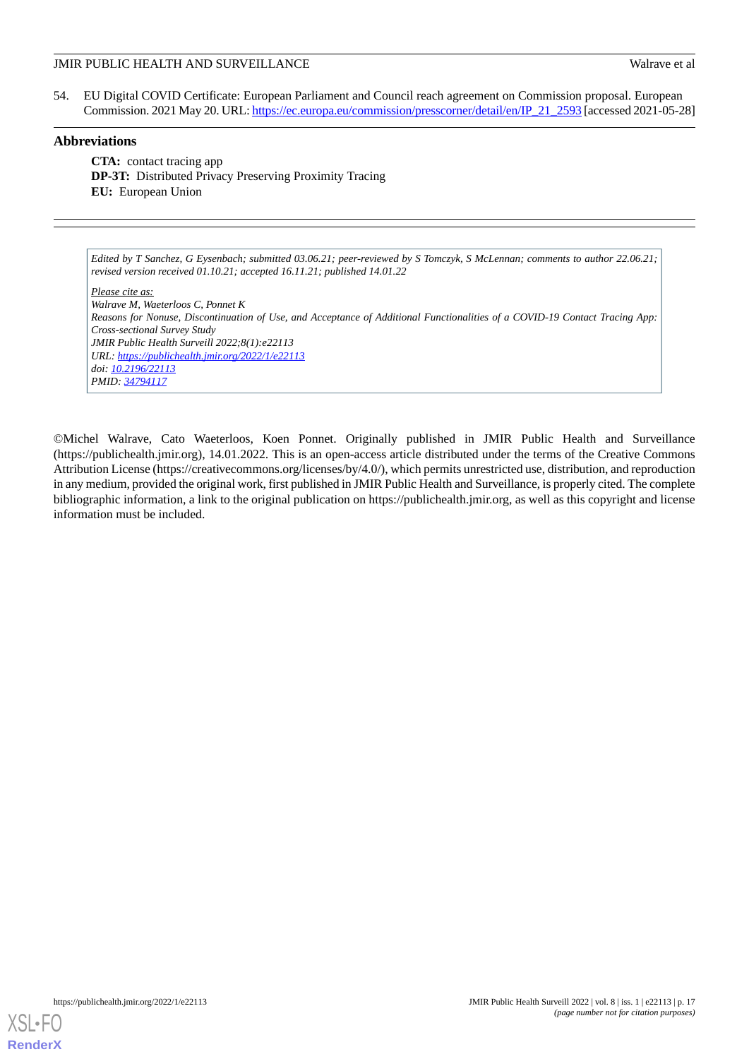54. EU Digital COVID Certificate: European Parliament and Council reach agreement on Commission proposal. European Commission. 2021 May 20. URL: https://ec.europa.eu/commission/presscorner/detail/en/IP_21_2593 [accessed 2021-05-28]

## Abbreviations

**CTA:** contact tracing app
**DP-3T:** Distributed Privacy Preserving Proximity Tracing
**EU:** European Union

---

*Edited by T Sanchez, G Eysenbach; submitted 03.06.21; peer-reviewed by S Tomczyk, S McLennan; comments to author 22.06.21; revised version received 01.10.21; accepted 16.11.21; published 14.01.22*

*Please cite as:*
*Walrave M, Waeterloos C, Ponnet K*
*Reasons for Nonuse, Discontinuation of Use, and Acceptance of Additional Functionalities of a COVID-19 Contact Tracing App: Cross-sectional Survey Study*
*JMIR Public Health Surveill 2022;8(1):e22113*
*URL: https://publichealth.jmir.org/2022/1/e22113*
*doi: 10.2196/22113*
*PMID: 34794117*

©Michel Walrave, Cato Waeterloos, Koen Ponnet. Originally published in JMIR Public Health and Surveillance (https://publichealth.jmir.org), 14.01.2022. This is an open-access article distributed under the terms of the Creative Commons Attribution License (https://creativecommons.org/licenses/by/4.0/), which permits unrestricted use, distribution, and reproduction in any medium, provided the original work, first published in JMIR Public Health and Surveillance, is properly cited. The complete bibliographic information, a link to the original publication on https://publichealth.jmir.org, as well as this copyright and license information must be included.